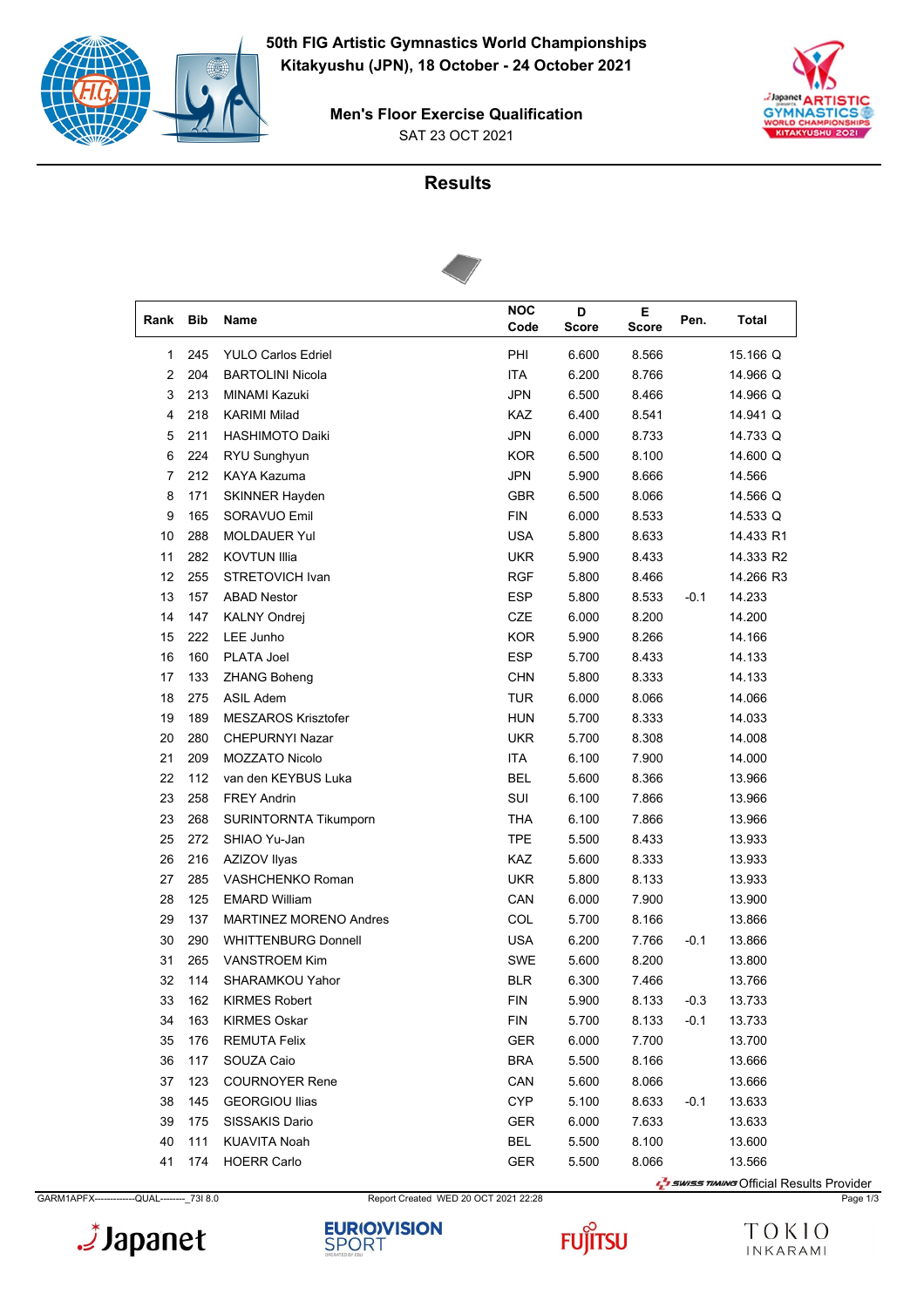# 50th FIG Artistic Gymnastics World Championships

**Kitakyushu (JPN), 18 October - 24 October 2021**

**Men's Floor Exercise Qualification**

SAT 23 OCT 2021

## Results

| Rank | Bib | Name | NOC Code | D Score | E Score | Pen. | Total |
|---|---|---|---|---|---|---|---|
| 1 | 245 | YULO Carlos Edriel | PHI | 6.600 | 8.566 | | 15.166 Q |
| 2 | 204 | BARTOLINI Nicola | ITA | 6.200 | 8.766 | | 14.966 Q |
| 3 | 213 | MINAMI Kazuki | JPN | 6.500 | 8.466 | | 14.966 Q |
| 4 | 218 | KARIMI Milad | KAZ | 6.400 | 8.541 | | 14.941 Q |
| 5 | 211 | HASHIMOTO Daiki | JPN | 6.000 | 8.733 | | 14.733 Q |
| 6 | 224 | RYU Sunghyun | KOR | 6.500 | 8.100 | | 14.600 Q |
| 7 | 212 | KAYA Kazuma | JPN | 5.900 | 8.666 | | 14.566 |
| 8 | 171 | SKINNER Hayden | GBR | 6.500 | 8.066 | | 14.566 Q |
| 9 | 165 | SORAVUO Emil | FIN | 6.000 | 8.533 | | 14.533 Q |
| 10 | 288 | MOLDAUER Yul | USA | 5.800 | 8.633 | | 14.433 R1 |
| 11 | 282 | KOVTUN Illia | UKR | 5.900 | 8.433 | | 14.333 R2 |
| 12 | 255 | STRETOVICH Ivan | RGF | 5.800 | 8.466 | | 14.266 R3 |
| 13 | 157 | ABAD Nestor | ESP | 5.800 | 8.533 | -0.1 | 14.233 |
| 14 | 147 | KALNY Ondrej | CZE | 6.000 | 8.200 | | 14.200 |
| 15 | 222 | LEE Junho | KOR | 5.900 | 8.266 | | 14.166 |
| 16 | 160 | PLATA Joel | ESP | 5.700 | 8.433 | | 14.133 |
| 17 | 133 | ZHANG Boheng | CHN | 5.800 | 8.333 | | 14.133 |
| 18 | 275 | ASIL Adem | TUR | 6.000 | 8.066 | | 14.066 |
| 19 | 189 | MESZAROS Krisztofer | HUN | 5.700 | 8.333 | | 14.033 |
| 20 | 280 | CHEPURNYI Nazar | UKR | 5.700 | 8.308 | | 14.008 |
| 21 | 209 | MOZZATO Nicolo | ITA | 6.100 | 7.900 | | 14.000 |
| 22 | 112 | van den KEYBUS Luka | BEL | 5.600 | 8.366 | | 13.966 |
| 23 | 258 | FREY Andrin | SUI | 6.100 | 7.866 | | 13.966 |
| 23 | 268 | SURINTORNTA Tikumporn | THA | 6.100 | 7.866 | | 13.966 |
| 25 | 272 | SHIAO Yu-Jan | TPE | 5.500 | 8.433 | | 13.933 |
| 26 | 216 | AZIZOV Ilyas | KAZ | 5.600 | 8.333 | | 13.933 |
| 27 | 285 | VASHCHENKO Roman | UKR | 5.800 | 8.133 | | 13.933 |
| 28 | 125 | EMARD William | CAN | 6.000 | 7.900 | | 13.900 |
| 29 | 137 | MARTINEZ MORENO Andres | COL | 5.700 | 8.166 | | 13.866 |
| 30 | 290 | WHITTENBURG Donnell | USA | 6.200 | 7.766 | -0.1 | 13.866 |
| 31 | 265 | VANSTROEM Kim | SWE | 5.600 | 8.200 | | 13.800 |
| 32 | 114 | SHARAMKOU Yahor | BLR | 6.300 | 7.466 | | 13.766 |
| 33 | 162 | KIRMES Robert | FIN | 5.900 | 8.133 | -0.3 | 13.733 |
| 34 | 163 | KIRMES Oskar | FIN | 5.700 | 8.133 | -0.1 | 13.733 |
| 35 | 176 | REMUTA Felix | GER | 6.000 | 7.700 | | 13.700 |
| 36 | 117 | SOUZA Caio | BRA | 5.500 | 8.166 | | 13.666 |
| 37 | 123 | COURNOYER Rene | CAN | 5.600 | 8.066 | | 13.666 |
| 38 | 145 | GEORGIOU Ilias | CYP | 5.100 | 8.633 | -0.1 | 13.633 |
| 39 | 175 | SISSAKIS Dario | GER | 6.000 | 7.633 | | 13.633 |
| 40 | 111 | KUAVITA Noah | BEL | 5.500 | 8.100 | | 13.600 |
| 41 | 174 | HOERR Carlo | GER | 5.500 | 8.066 | | 13.566 |

SWISS TIMING Official Results Provider

GARM1APFX-------------QUAL--------_73I 8.0 Report Created WED 20 OCT 2021 22:28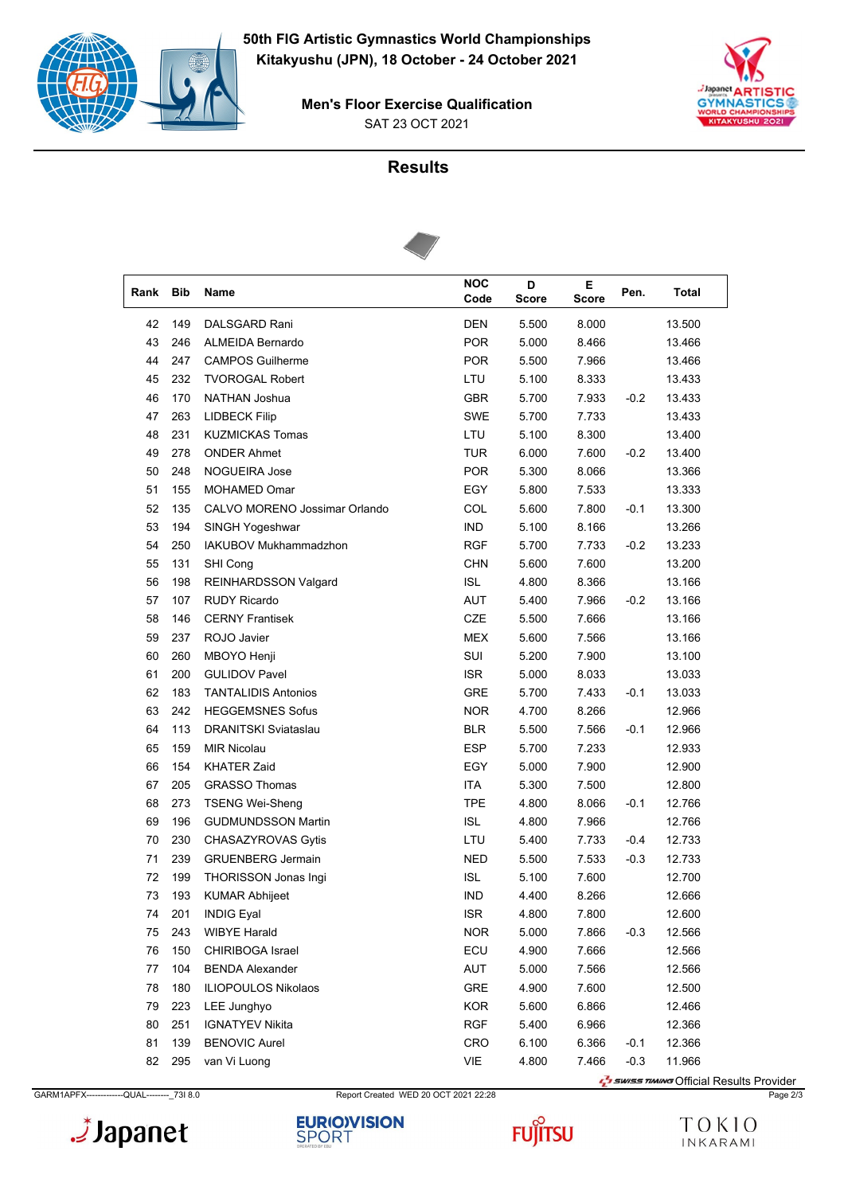# 50th FIG Artistic Gymnastics World Championships

**Kitakyushu (JPN), 18 October - 24 October 2021**

**Men's Floor Exercise Qualification**

SAT 23 OCT 2021

## Results

| Rank | Bib | Name | NOC Code | D Score | E Score | Pen. | Total |
|---|---|---|---|---|---|---|---|
| 42 | 149 | DALSGARD Rani | DEN | 5.500 | 8.000 | | 13.500 |
| 43 | 246 | ALMEIDA Bernardo | POR | 5.000 | 8.466 | | 13.466 |
| 44 | 247 | CAMPOS Guilherme | POR | 5.500 | 7.966 | | 13.466 |
| 45 | 232 | TVOROGAL Robert | LTU | 5.100 | 8.333 | | 13.433 |
| 46 | 170 | NATHAN Joshua | GBR | 5.700 | 7.933 | -0.2 | 13.433 |
| 47 | 263 | LIDBECK Filip | SWE | 5.700 | 7.733 | | 13.433 |
| 48 | 231 | KUZMICKAS Tomas | LTU | 5.100 | 8.300 | | 13.400 |
| 49 | 278 | ONDER Ahmet | TUR | 6.000 | 7.600 | -0.2 | 13.400 |
| 50 | 248 | NOGUEIRA Jose | POR | 5.300 | 8.066 | | 13.366 |
| 51 | 155 | MOHAMED Omar | EGY | 5.800 | 7.533 | | 13.333 |
| 52 | 135 | CALVO MORENO Jossimar Orlando | COL | 5.600 | 7.800 | -0.1 | 13.300 |
| 53 | 194 | SINGH Yogeshwar | IND | 5.100 | 8.166 | | 13.266 |
| 54 | 250 | IAKUBOV Mukhammadzhon | RGF | 5.700 | 7.733 | -0.2 | 13.233 |
| 55 | 131 | SHI Cong | CHN | 5.600 | 7.600 | | 13.200 |
| 56 | 198 | REINHARDSSON Valgard | ISL | 4.800 | 8.366 | | 13.166 |
| 57 | 107 | RUDY Ricardo | AUT | 5.400 | 7.966 | -0.2 | 13.166 |
| 58 | 146 | CERNY Frantisek | CZE | 5.500 | 7.666 | | 13.166 |
| 59 | 237 | ROJO Javier | MEX | 5.600 | 7.566 | | 13.166 |
| 60 | 260 | MBOYO Henji | SUI | 5.200 | 7.900 | | 13.100 |
| 61 | 200 | GULIDOV Pavel | ISR | 5.000 | 8.033 | | 13.033 |
| 62 | 183 | TANTALIDIS Antonios | GRE | 5.700 | 7.433 | -0.1 | 13.033 |
| 63 | 242 | HEGGEMSNES Sofus | NOR | 4.700 | 8.266 | | 12.966 |
| 64 | 113 | DRANITSKI Sviataslau | BLR | 5.500 | 7.566 | -0.1 | 12.966 |
| 65 | 159 | MIR Nicolau | ESP | 5.700 | 7.233 | | 12.933 |
| 66 | 154 | KHATER Zaid | EGY | 5.000 | 7.900 | | 12.900 |
| 67 | 205 | GRASSO Thomas | ITA | 5.300 | 7.500 | | 12.800 |
| 68 | 273 | TSENG Wei-Sheng | TPE | 4.800 | 8.066 | -0.1 | 12.766 |
| 69 | 196 | GUDMUNDSSON Martin | ISL | 4.800 | 7.966 | | 12.766 |
| 70 | 230 | CHASAZYROVAS Gytis | LTU | 5.400 | 7.733 | -0.4 | 12.733 |
| 71 | 239 | GRUENBERG Jermain | NED | 5.500 | 7.533 | -0.3 | 12.733 |
| 72 | 199 | THORISSON Jonas Ingi | ISL | 5.100 | 7.600 | | 12.700 |
| 73 | 193 | KUMAR Abhijeet | IND | 4.400 | 8.266 | | 12.666 |
| 74 | 201 | INDIG Eyal | ISR | 4.800 | 7.800 | | 12.600 |
| 75 | 243 | WIBYE Harald | NOR | 5.000 | 7.866 | -0.3 | 12.566 |
| 76 | 150 | CHIRIBOGA Israel | ECU | 4.900 | 7.666 | | 12.566 |
| 77 | 104 | BENDA Alexander | AUT | 5.000 | 7.566 | | 12.566 |
| 78 | 180 | ILIOPOULOS Nikolaos | GRE | 4.900 | 7.600 | | 12.500 |
| 79 | 223 | LEE Junghyo | KOR | 5.600 | 6.866 | | 12.466 |
| 80 | 251 | IGNATYEV Nikita | RGF | 5.400 | 6.966 | | 12.366 |
| 81 | 139 | BENOVIC Aurel | CRO | 6.100 | 6.366 | -0.1 | 12.366 |
| 82 | 295 | van Vi Luong | VIE | 4.800 | 7.466 | -0.3 | 11.966 |

SWISS TIMING Official Results Provider

GARM1APFX------------QUAL--------_73I 8.0 Report Created WED 20 OCT 2021 22:28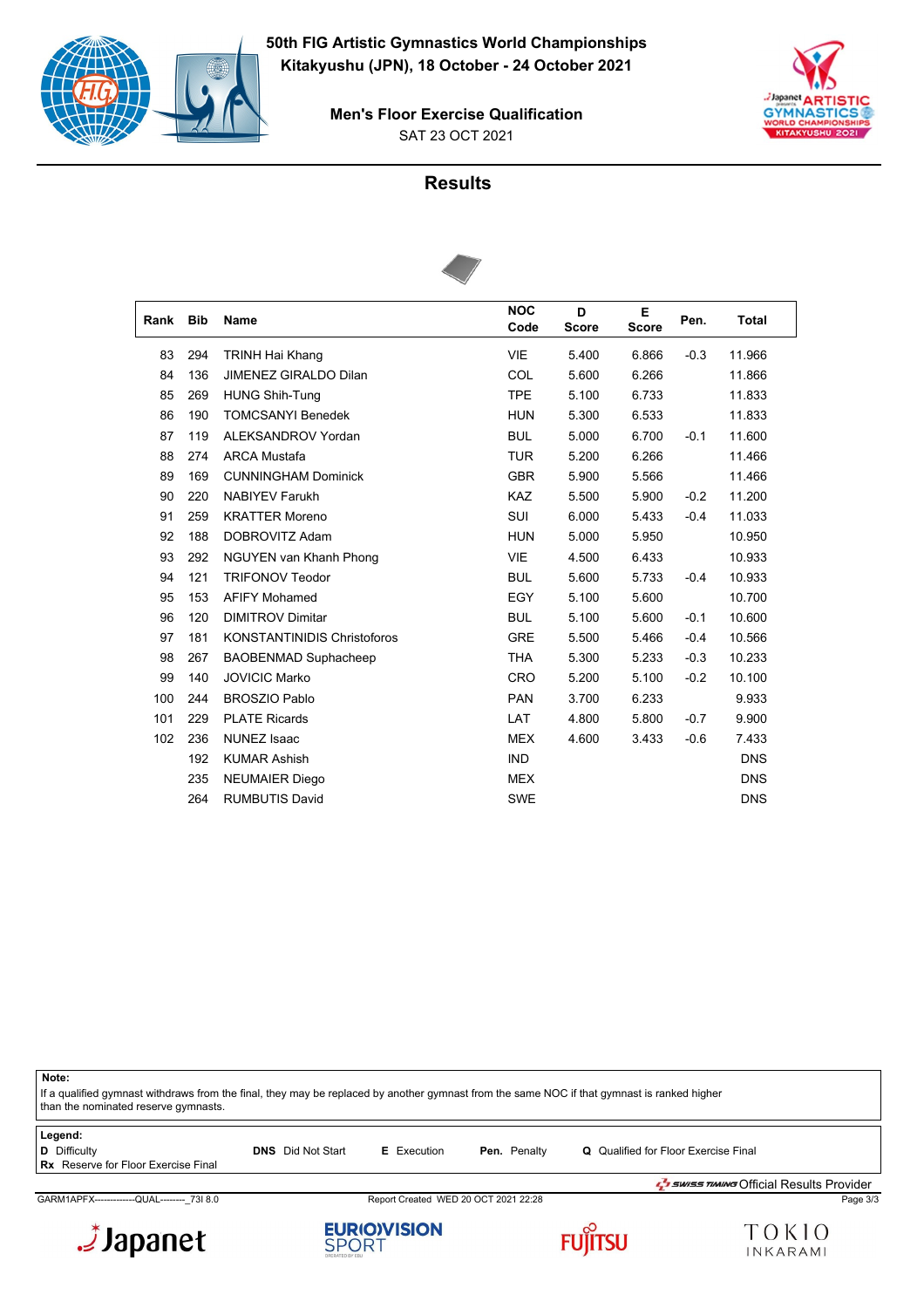**50th FIG Artistic Gymnastics World Championships**
**Kitakyushu (JPN), 18 October - 24 October 2021**

**Men's Floor Exercise Qualification**
SAT 23 OCT 2021

## Results

| Rank | Bib | Name | NOC Code | D Score | E Score | Pen. | Total |
|---|---|---|---|---|---|---|---|
| 83 | 294 | TRINH Hai Khang | VIE | 5.400 | 6.866 | -0.3 | 11.966 |
| 84 | 136 | JIMENEZ GIRALDO Dilan | COL | 5.600 | 6.266 | | 11.866 |
| 85 | 269 | HUNG Shih-Tung | TPE | 5.100 | 6.733 | | 11.833 |
| 86 | 190 | TOMCSANYI Benedek | HUN | 5.300 | 6.533 | | 11.833 |
| 87 | 119 | ALEKSANDROV Yordan | BUL | 5.000 | 6.700 | -0.1 | 11.600 |
| 88 | 274 | ARCA Mustafa | TUR | 5.200 | 6.266 | | 11.466 |
| 89 | 169 | CUNNINGHAM Dominick | GBR | 5.900 | 5.566 | | 11.466 |
| 90 | 220 | NABIYEV Farukh | KAZ | 5.500 | 5.900 | -0.2 | 11.200 |
| 91 | 259 | KRATTER Moreno | SUI | 6.000 | 5.433 | -0.4 | 11.033 |
| 92 | 188 | DOBROVITZ Adam | HUN | 5.000 | 5.950 | | 10.950 |
| 93 | 292 | NGUYEN van Khanh Phong | VIE | 4.500 | 6.433 | | 10.933 |
| 94 | 121 | TRIFONOV Teodor | BUL | 5.600 | 5.733 | -0.4 | 10.933 |
| 95 | 153 | AFIFY Mohamed | EGY | 5.100 | 5.600 | | 10.700 |
| 96 | 120 | DIMITROV Dimitar | BUL | 5.100 | 5.600 | -0.1 | 10.600 |
| 97 | 181 | KONSTANTINIDIS Christoforos | GRE | 5.500 | 5.466 | -0.4 | 10.566 |
| 98 | 267 | BAOBENMAD Suphacheep | THA | 5.300 | 5.233 | -0.3 | 10.233 |
| 99 | 140 | JOVICIC Marko | CRO | 5.200 | 5.100 | -0.2 | 10.100 |
| 100 | 244 | BROSZIO Pablo | PAN | 3.700 | 6.233 | | 9.933 |
| 101 | 229 | PLATE Ricards | LAT | 4.800 | 5.800 | -0.7 | 9.900 |
| 102 | 236 | NUNEZ Isaac | MEX | 4.600 | 3.433 | -0.6 | 7.433 |
| | 192 | KUMAR Ashish | IND | | | | DNS |
| | 235 | NEUMAIER Diego | MEX | | | | DNS |
| | 264 | RUMBUTIS David | SWE | | | | DNS |

**Note:**
If a qualified gymnast withdraws from the final, they may be replaced by another gymnast from the same NOC if that gymnast is ranked higher than the nominated reserve gymnasts.

**Legend:**
**D** Difficulty | **DNS** Did Not Start | **E** Execution | **Pen.** Penalty | **Q** Qualified for Floor Exercise Final
**Rx** Reserve for Floor Exercise Final

Swiss Timing Official Results Provider

GARM1APFX-------------QUAL--------_73I 8.0 Report Created WED 20 OCT 2021 22:28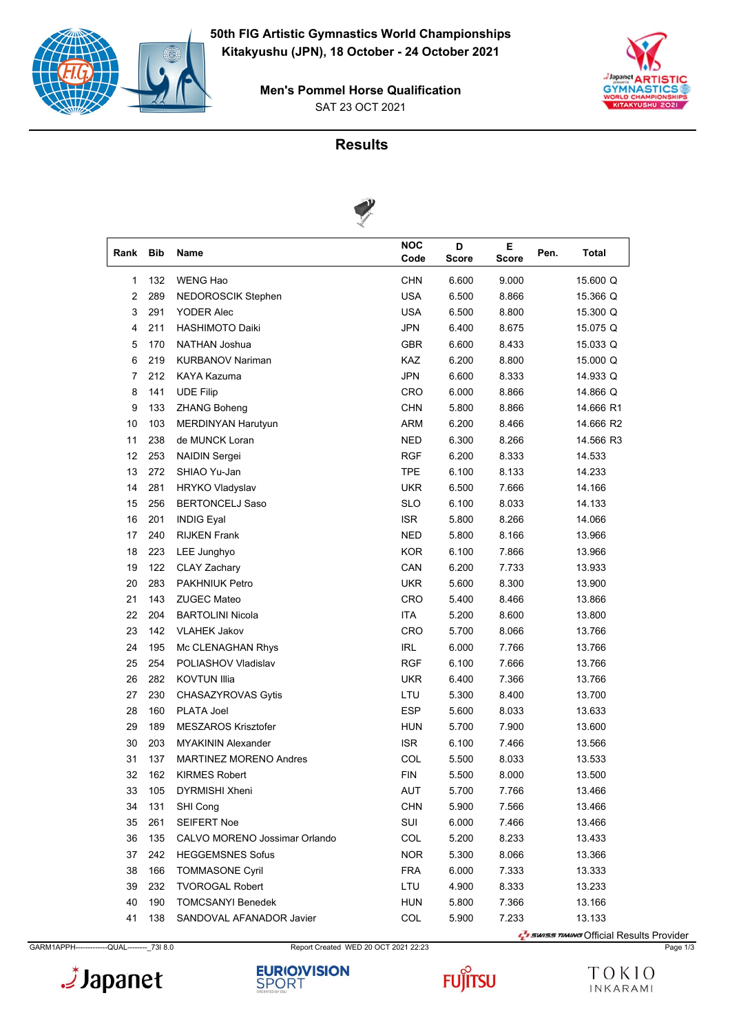**50th FIG Artistic Gymnastics World Championships**
**Kitakyushu (JPN), 18 October - 24 October 2021**

**Men's Pommel Horse Qualification**
SAT 23 OCT 2021

## Results

| Rank | Bib | Name | NOC Code | D Score | E Score | Pen. | Total |
|---|---|---|---|---|---|---|---|
| 1 | 132 | WENG Hao | CHN | 6.600 | 9.000 | | 15.600 Q |
| 2 | 289 | NEDOROSCIK Stephen | USA | 6.500 | 8.866 | | 15.366 Q |
| 3 | 291 | YODER Alec | USA | 6.500 | 8.800 | | 15.300 Q |
| 4 | 211 | HASHIMOTO Daiki | JPN | 6.400 | 8.675 | | 15.075 Q |
| 5 | 170 | NATHAN Joshua | GBR | 6.600 | 8.433 | | 15.033 Q |
| 6 | 219 | KURBANOV Nariman | KAZ | 6.200 | 8.800 | | 15.000 Q |
| 7 | 212 | KAYA Kazuma | JPN | 6.600 | 8.333 | | 14.933 Q |
| 8 | 141 | UDE Filip | CRO | 6.000 | 8.866 | | 14.866 Q |
| 9 | 133 | ZHANG Boheng | CHN | 5.800 | 8.866 | | 14.666 R1 |
| 10 | 103 | MERDINYAN Harutyun | ARM | 6.200 | 8.466 | | 14.666 R2 |
| 11 | 238 | de MUNCK Loran | NED | 6.300 | 8.266 | | 14.566 R3 |
| 12 | 253 | NAIDIN Sergei | RGF | 6.200 | 8.333 | | 14.533 |
| 13 | 272 | SHIAO Yu-Jan | TPE | 6.100 | 8.133 | | 14.233 |
| 14 | 281 | HRYKO Vladyslav | UKR | 6.500 | 7.666 | | 14.166 |
| 15 | 256 | BERTONCELJ Saso | SLO | 6.100 | 8.033 | | 14.133 |
| 16 | 201 | INDIG Eyal | ISR | 5.800 | 8.266 | | 14.066 |
| 17 | 240 | RIJKEN Frank | NED | 5.800 | 8.166 | | 13.966 |
| 18 | 223 | LEE Junghyo | KOR | 6.100 | 7.866 | | 13.966 |
| 19 | 122 | CLAY Zachary | CAN | 6.200 | 7.733 | | 13.933 |
| 20 | 283 | PAKHNIUK Petro | UKR | 5.600 | 8.300 | | 13.900 |
| 21 | 143 | ZUGEC Mateo | CRO | 5.400 | 8.466 | | 13.866 |
| 22 | 204 | BARTOLINI Nicola | ITA | 5.200 | 8.600 | | 13.800 |
| 23 | 142 | VLAHEK Jakov | CRO | 5.700 | 8.066 | | 13.766 |
| 24 | 195 | Mc CLENAGHAN Rhys | IRL | 6.000 | 7.766 | | 13.766 |
| 25 | 254 | POLIASHOV Vladislav | RGF | 6.100 | 7.666 | | 13.766 |
| 26 | 282 | KOVTUN Illia | UKR | 6.400 | 7.366 | | 13.766 |
| 27 | 230 | CHASAZYROVAS Gytis | LTU | 5.300 | 8.400 | | 13.700 |
| 28 | 160 | PLATA Joel | ESP | 5.600 | 8.033 | | 13.633 |
| 29 | 189 | MESZAROS Krisztofer | HUN | 5.700 | 7.900 | | 13.600 |
| 30 | 203 | MYAKININ Alexander | ISR | 6.100 | 7.466 | | 13.566 |
| 31 | 137 | MARTINEZ MORENO Andres | COL | 5.500 | 8.033 | | 13.533 |
| 32 | 162 | KIRMES Robert | FIN | 5.500 | 8.000 | | 13.500 |
| 33 | 105 | DYRMISHI Xheni | AUT | 5.700 | 7.766 | | 13.466 |
| 34 | 131 | SHI Cong | CHN | 5.900 | 7.566 | | 13.466 |
| 35 | 261 | SEIFERT Noe | SUI | 6.000 | 7.466 | | 13.466 |
| 36 | 135 | CALVO MORENO Jossimar Orlando | COL | 5.200 | 8.233 | | 13.433 |
| 37 | 242 | HEGGEMSNES Sofus | NOR | 5.300 | 8.066 | | 13.366 |
| 38 | 166 | TOMMASONE Cyril | FRA | 6.000 | 7.333 | | 13.333 |
| 39 | 232 | TVOROGAL Robert | LTU | 4.900 | 8.333 | | 13.233 |
| 40 | 190 | TOMCSANYI Benedek | HUN | 5.800 | 7.366 | | 13.166 |
| 41 | 138 | SANDOVAL AFANADOR Javier | COL | 5.900 | 7.233 | | 13.133 |

Official Results Provider

GARM1APPH-------------QUAL--------_73I 8.0 Report Created WED 20 OCT 2021 22:23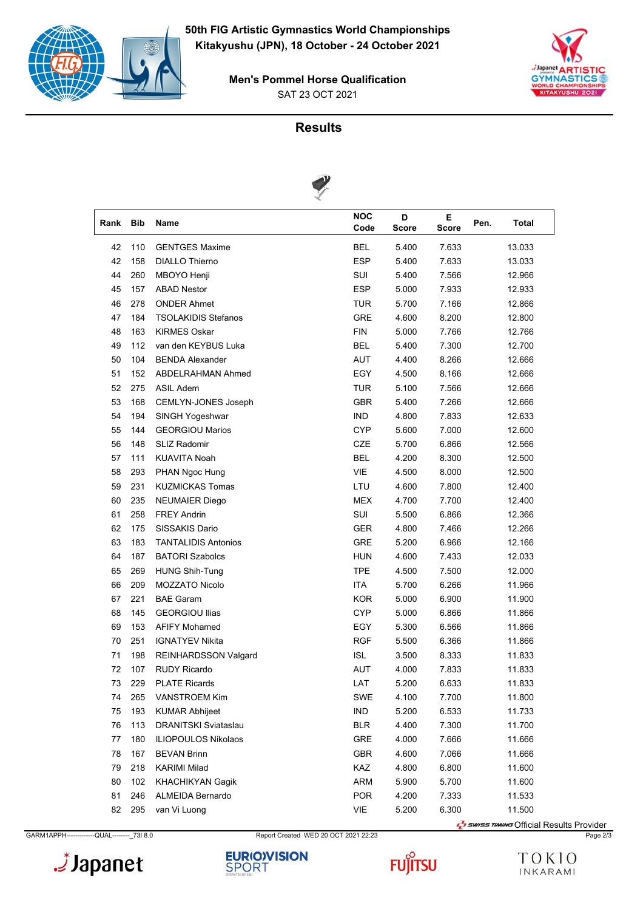**50th FIG Artistic Gymnastics World Championships**
**Kitakyushu (JPN), 18 October - 24 October 2021**

**Men's Pommel Horse Qualification**
SAT 23 OCT 2021

## Results

| Rank | Bib | Name | NOC Code | D Score | E Score | Pen. | Total |
|---|---|---|---|---|---|---|---|
| 42 | 110 | GENTGES Maxime | BEL | 5.400 | 7.633 | | 13.033 |
| 42 | 158 | DIALLO Thierno | ESP | 5.400 | 7.633 | | 13.033 |
| 44 | 260 | MBOYO Henji | SUI | 5.400 | 7.566 | | 12.966 |
| 45 | 157 | ABAD Nestor | ESP | 5.000 | 7.933 | | 12.933 |
| 46 | 278 | ONDER Ahmet | TUR | 5.700 | 7.166 | | 12.866 |
| 47 | 184 | TSOLAKIDIS Stefanos | GRE | 4.600 | 8.200 | | 12.800 |
| 48 | 163 | KIRMES Oskar | FIN | 5.000 | 7.766 | | 12.766 |
| 49 | 112 | van den KEYBUS Luka | BEL | 5.400 | 7.300 | | 12.700 |
| 50 | 104 | BENDA Alexander | AUT | 4.400 | 8.266 | | 12.666 |
| 51 | 152 | ABDELRAHMAN Ahmed | EGY | 4.500 | 8.166 | | 12.666 |
| 52 | 275 | ASIL Adem | TUR | 5.100 | 7.566 | | 12.666 |
| 53 | 168 | CEMLYN-JONES Joseph | GBR | 5.400 | 7.266 | | 12.666 |
| 54 | 194 | SINGH Yogeshwar | IND | 4.800 | 7.833 | | 12.633 |
| 55 | 144 | GEORGIOU Marios | CYP | 5.600 | 7.000 | | 12.600 |
| 56 | 148 | SLIZ Radomir | CZE | 5.700 | 6.866 | | 12.566 |
| 57 | 111 | KUAVITA Noah | BEL | 4.200 | 8.300 | | 12.500 |
| 58 | 293 | PHAN Ngoc Hung | VIE | 4.500 | 8.000 | | 12.500 |
| 59 | 231 | KUZMICKAS Tomas | LTU | 4.600 | 7.800 | | 12.400 |
| 60 | 235 | NEUMAIER Diego | MEX | 4.700 | 7.700 | | 12.400 |
| 61 | 258 | FREY Andrin | SUI | 5.500 | 6.866 | | 12.366 |
| 62 | 175 | SISSAKIS Dario | GER | 4.800 | 7.466 | | 12.266 |
| 63 | 183 | TANTALIDIS Antonios | GRE | 5.200 | 6.966 | | 12.166 |
| 64 | 187 | BATORI Szabolcs | HUN | 4.600 | 7.433 | | 12.033 |
| 65 | 269 | HUNG Shih-Tung | TPE | 4.500 | 7.500 | | 12.000 |
| 66 | 209 | MOZZATO Nicolo | ITA | 5.700 | 6.266 | | 11.966 |
| 67 | 221 | BAE Garam | KOR | 5.000 | 6.900 | | 11.900 |
| 68 | 145 | GEORGIOU Ilias | CYP | 5.000 | 6.866 | | 11.866 |
| 69 | 153 | AFIFY Mohamed | EGY | 5.300 | 6.566 | | 11.866 |
| 70 | 251 | IGNATYEV Nikita | RGF | 5.500 | 6.366 | | 11.866 |
| 71 | 198 | REINHARDSSON Valgard | ISL | 3.500 | 8.333 | | 11.833 |
| 72 | 107 | RUDY Ricardo | AUT | 4.000 | 7.833 | | 11.833 |
| 73 | 229 | PLATE Ricards | LAT | 5.200 | 6.633 | | 11.833 |
| 74 | 265 | VANSTROEM Kim | SWE | 4.100 | 7.700 | | 11.800 |
| 75 | 193 | KUMAR Abhijeet | IND | 5.200 | 6.533 | | 11.733 |
| 76 | 113 | DRANITSKI Sviataslau | BLR | 4.400 | 7.300 | | 11.700 |
| 77 | 180 | ILIOPOULOS Nikolaos | GRE | 4.000 | 7.666 | | 11.666 |
| 78 | 167 | BEVAN Brinn | GBR | 4.600 | 7.066 | | 11.666 |
| 79 | 218 | KARIMI Milad | KAZ | 4.800 | 6.800 | | 11.600 |
| 80 | 102 | KHACHIKYAN Gagik | ARM | 5.900 | 5.700 | | 11.600 |
| 81 | 246 | ALMEIDA Bernardo | POR | 4.200 | 7.333 | | 11.533 |
| 82 | 295 | van Vi Luong | VIE | 5.200 | 6.300 | | 11.500 |

SWISS TIMING Official Results Provider

GARM1APPH-------------QUAL--------_73I 8.0 Report Created WED 20 OCT 2021 22:23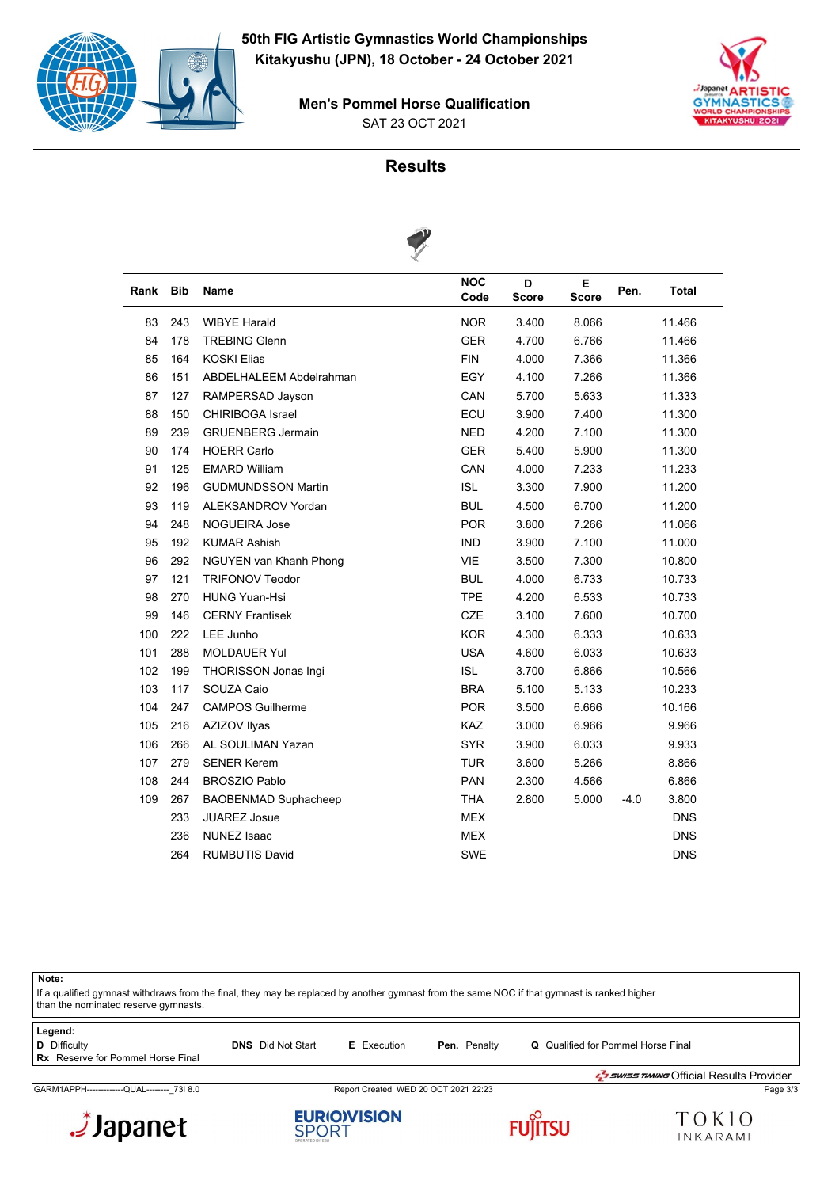# 50th FIG Artistic Gymnastics World Championships
**Kitakyushu (JPN), 18 October - 24 October 2021**

**Men's Pommel Horse Qualification**
SAT 23 OCT 2021

## Results

| Rank | Bib | Name | NOC Code | D Score | E Score | Pen. | Total |
|---|---|---|---|---|---|---|---|
| 83 | 243 | WIBYE Harald | NOR | 3.400 | 8.066 | | 11.466 |
| 84 | 178 | TREBING Glenn | GER | 4.700 | 6.766 | | 11.466 |
| 85 | 164 | KOSKI Elias | FIN | 4.000 | 7.366 | | 11.366 |
| 86 | 151 | ABDELHALEEM Abdelrahman | EGY | 4.100 | 7.266 | | 11.366 |
| 87 | 127 | RAMPERSAD Jayson | CAN | 5.700 | 5.633 | | 11.333 |
| 88 | 150 | CHIRIBOGA Israel | ECU | 3.900 | 7.400 | | 11.300 |
| 89 | 239 | GRUENBERG Jermain | NED | 4.200 | 7.100 | | 11.300 |
| 90 | 174 | HOERR Carlo | GER | 5.400 | 5.900 | | 11.300 |
| 91 | 125 | EMARD William | CAN | 4.000 | 7.233 | | 11.233 |
| 92 | 196 | GUDMUNDSSON Martin | ISL | 3.300 | 7.900 | | 11.200 |
| 93 | 119 | ALEKSANDROV Yordan | BUL | 4.500 | 6.700 | | 11.200 |
| 94 | 248 | NOGUEIRA Jose | POR | 3.800 | 7.266 | | 11.066 |
| 95 | 192 | KUMAR Ashish | IND | 3.900 | 7.100 | | 11.000 |
| 96 | 292 | NGUYEN van Khanh Phong | VIE | 3.500 | 7.300 | | 10.800 |
| 97 | 121 | TRIFONOV Teodor | BUL | 4.000 | 6.733 | | 10.733 |
| 98 | 270 | HUNG Yuan-Hsi | TPE | 4.200 | 6.533 | | 10.733 |
| 99 | 146 | CERNY Frantisek | CZE | 3.100 | 7.600 | | 10.700 |
| 100 | 222 | LEE Junho | KOR | 4.300 | 6.333 | | 10.633 |
| 101 | 288 | MOLDAUER Yul | USA | 4.600 | 6.033 | | 10.633 |
| 102 | 199 | THORISSON Jonas Ingi | ISL | 3.700 | 6.866 | | 10.566 |
| 103 | 117 | SOUZA Caio | BRA | 5.100 | 5.133 | | 10.233 |
| 104 | 247 | CAMPOS Guilherme | POR | 3.500 | 6.666 | | 10.166 |
| 105 | 216 | AZIZOV Ilyas | KAZ | 3.000 | 6.966 | | 9.966 |
| 106 | 266 | AL SOULIMAN Yazan | SYR | 3.900 | 6.033 | | 9.933 |
| 107 | 279 | SENER Kerem | TUR | 3.600 | 5.266 | | 8.866 |
| 108 | 244 | BROSZIO Pablo | PAN | 2.300 | 4.566 | | 6.866 |
| 109 | 267 | BAOBENMAD Suphacheep | THA | 2.800 | 5.000 | -4.0 | 3.800 |
| | 233 | JUAREZ Josue | MEX | | | | DNS |
| | 236 | NUNEZ Isaac | MEX | | | | DNS |
| | 264 | RUMBUTIS David | SWE | | | | DNS |

**Note:**
If a qualified gymnast withdraws from the final, they may be replaced by another gymnast from the same NOC if that gymnast is ranked higher than the nominated reserve gymnasts.

**Legend:**
**D** Difficulty
**Rx** Reserve for Pommel Horse Final
**DNS** Did Not Start
**E** Execution
**Pen.** Penalty
**Q** Qualified for Pommel Horse Final

SWISS TIMING Official Results Provider

GARM1APPH-------------QUAL--------_73I 8.0 Report Created WED 20 OCT 2021 22:23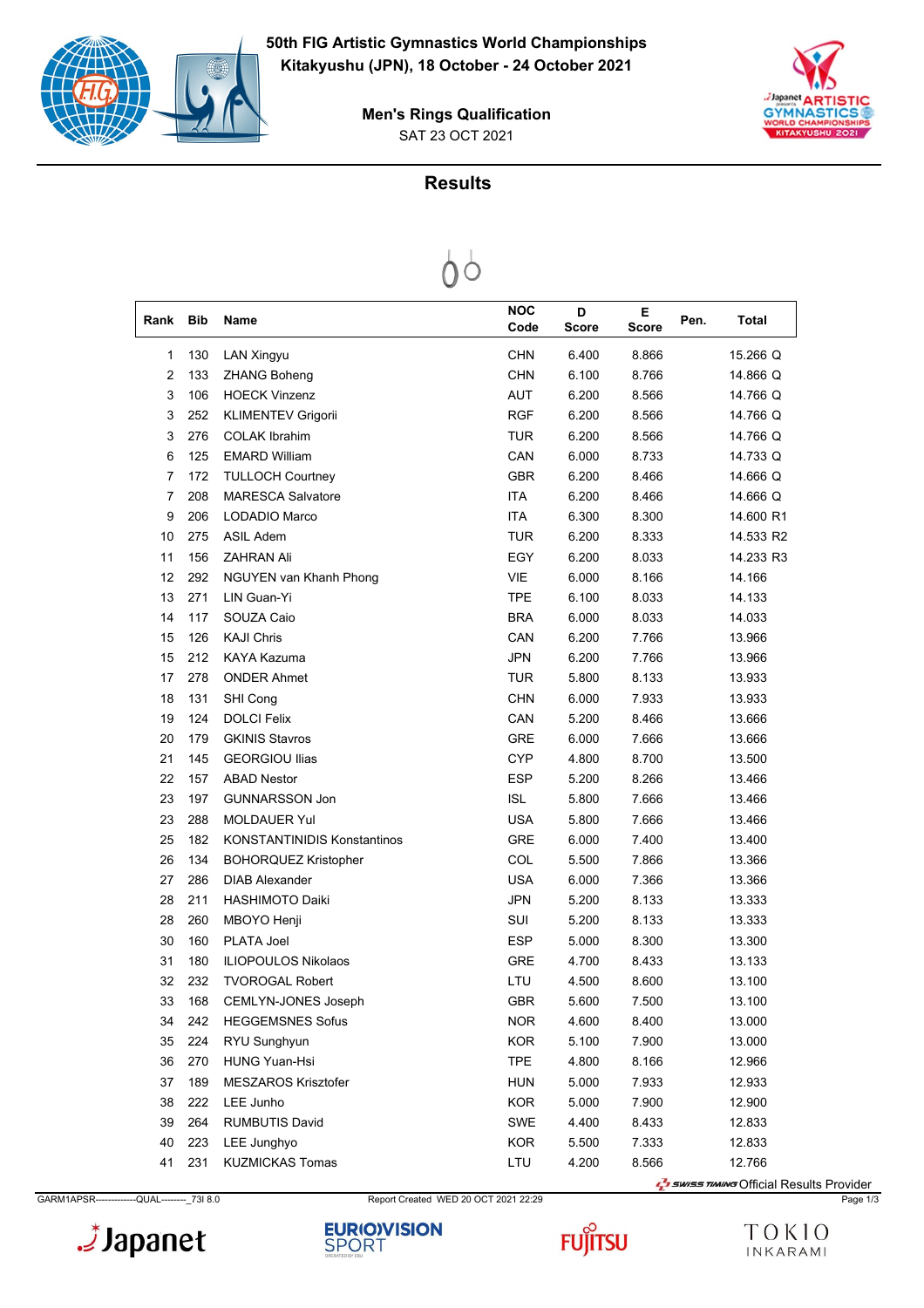# 50th FIG Artistic Gymnastics World Championships

**Kitakyushu (JPN), 18 October - 24 October 2021**

## Men's Rings Qualification

SAT 23 OCT 2021

## Results

| Rank | Bib | Name | NOC Code | D Score | E Score | Pen. | Total |
|---|---|---|---|---|---|---|---|
| 1 | 130 | LAN Xingyu | CHN | 6.400 | 8.866 | | 15.266 Q |
| 2 | 133 | ZHANG Boheng | CHN | 6.100 | 8.766 | | 14.866 Q |
| 3 | 106 | HOECK Vinzenz | AUT | 6.200 | 8.566 | | 14.766 Q |
| 3 | 252 | KLIMENTEV Grigorii | RGF | 6.200 | 8.566 | | 14.766 Q |
| 3 | 276 | COLAK Ibrahim | TUR | 6.200 | 8.566 | | 14.766 Q |
| 6 | 125 | EMARD William | CAN | 6.000 | 8.733 | | 14.733 Q |
| 7 | 172 | TULLOCH Courtney | GBR | 6.200 | 8.466 | | 14.666 Q |
| 7 | 208 | MARESCA Salvatore | ITA | 6.200 | 8.466 | | 14.666 Q |
| 9 | 206 | LODADIO Marco | ITA | 6.300 | 8.300 | | 14.600 R1 |
| 10 | 275 | ASIL Adem | TUR | 6.200 | 8.333 | | 14.533 R2 |
| 11 | 156 | ZAHRAN Ali | EGY | 6.200 | 8.033 | | 14.233 R3 |
| 12 | 292 | NGUYEN van Khanh Phong | VIE | 6.000 | 8.166 | | 14.166 |
| 13 | 271 | LIN Guan-Yi | TPE | 6.100 | 8.033 | | 14.133 |
| 14 | 117 | SOUZA Caio | BRA | 6.000 | 8.033 | | 14.033 |
| 15 | 126 | KAJI Chris | CAN | 6.200 | 7.766 | | 13.966 |
| 15 | 212 | KAYA Kazuma | JPN | 6.200 | 7.766 | | 13.966 |
| 17 | 278 | ONDER Ahmet | TUR | 5.800 | 8.133 | | 13.933 |
| 18 | 131 | SHI Cong | CHN | 6.000 | 7.933 | | 13.933 |
| 19 | 124 | DOLCI Felix | CAN | 5.200 | 8.466 | | 13.666 |
| 20 | 179 | GKINIS Stavros | GRE | 6.000 | 7.666 | | 13.666 |
| 21 | 145 | GEORGIOU Ilias | CYP | 4.800 | 8.700 | | 13.500 |
| 22 | 157 | ABAD Nestor | ESP | 5.200 | 8.266 | | 13.466 |
| 23 | 197 | GUNNARSSON Jon | ISL | 5.800 | 7.666 | | 13.466 |
| 23 | 288 | MOLDAUER Yul | USA | 5.800 | 7.666 | | 13.466 |
| 25 | 182 | KONSTANTINIDIS Konstantinos | GRE | 6.000 | 7.400 | | 13.400 |
| 26 | 134 | BOHORQUEZ Kristopher | COL | 5.500 | 7.866 | | 13.366 |
| 27 | 286 | DIAB Alexander | USA | 6.000 | 7.366 | | 13.366 |
| 28 | 211 | HASHIMOTO Daiki | JPN | 5.200 | 8.133 | | 13.333 |
| 28 | 260 | MBOYO Henji | SUI | 5.200 | 8.133 | | 13.333 |
| 30 | 160 | PLATA Joel | ESP | 5.000 | 8.300 | | 13.300 |
| 31 | 180 | ILIOPOULOS Nikolaos | GRE | 4.700 | 8.433 | | 13.133 |
| 32 | 232 | TVOROGAL Robert | LTU | 4.500 | 8.600 | | 13.100 |
| 33 | 168 | CEMLYN-JONES Joseph | GBR | 5.600 | 7.500 | | 13.100 |
| 34 | 242 | HEGGEMSNES Sofus | NOR | 4.600 | 8.400 | | 13.000 |
| 35 | 224 | RYU Sunghyun | KOR | 5.100 | 7.900 | | 13.000 |
| 36 | 270 | HUNG Yuan-Hsi | TPE | 4.800 | 8.166 | | 12.966 |
| 37 | 189 | MESZAROS Krisztofer | HUN | 5.000 | 7.933 | | 12.933 |
| 38 | 222 | LEE Junho | KOR | 5.000 | 7.900 | | 12.900 |
| 39 | 264 | RUMBUTIS David | SWE | 4.400 | 8.433 | | 12.833 |
| 40 | 223 | LEE Junghyo | KOR | 5.500 | 7.333 | | 12.833 |
| 41 | 231 | KUZMICKAS Tomas | LTU | 4.200 | 8.566 | | 12.766 |

SWISS TIMING Official Results Provider

GARM1APSR--------------QUAL--------_73I 8.0 Report Created WED 20 OCT 2021 22:29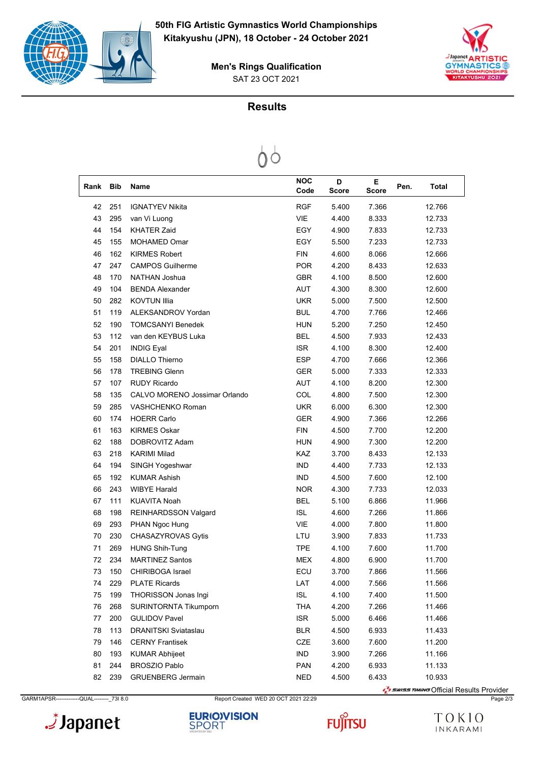# 50th FIG Artistic Gymnastics World Championships

**Kitakyushu (JPN), 18 October - 24 October 2021**

**Men's Rings Qualification**

SAT 23 OCT 2021

## Results

| Rank | Bib | Name | NOC Code | D Score | E Score | Pen. | Total |
|---|---|---|---|---|---|---|---|
| 42 | 251 | IGNATYEV Nikita | RGF | 5.400 | 7.366 | | 12.766 |
| 43 | 295 | van Vi Luong | VIE | 4.400 | 8.333 | | 12.733 |
| 44 | 154 | KHATER Zaid | EGY | 4.900 | 7.833 | | 12.733 |
| 45 | 155 | MOHAMED Omar | EGY | 5.500 | 7.233 | | 12.733 |
| 46 | 162 | KIRMES Robert | FIN | 4.600 | 8.066 | | 12.666 |
| 47 | 247 | CAMPOS Guilherme | POR | 4.200 | 8.433 | | 12.633 |
| 48 | 170 | NATHAN Joshua | GBR | 4.100 | 8.500 | | 12.600 |
| 49 | 104 | BENDA Alexander | AUT | 4.300 | 8.300 | | 12.600 |
| 50 | 282 | KOVTUN Illia | UKR | 5.000 | 7.500 | | 12.500 |
| 51 | 119 | ALEKSANDROV Yordan | BUL | 4.700 | 7.766 | | 12.466 |
| 52 | 190 | TOMCSANYI Benedek | HUN | 5.200 | 7.250 | | 12.450 |
| 53 | 112 | van den KEYBUS Luka | BEL | 4.500 | 7.933 | | 12.433 |
| 54 | 201 | INDIG Eyal | ISR | 4.100 | 8.300 | | 12.400 |
| 55 | 158 | DIALLO Thierno | ESP | 4.700 | 7.666 | | 12.366 |
| 56 | 178 | TREBING Glenn | GER | 5.000 | 7.333 | | 12.333 |
| 57 | 107 | RUDY Ricardo | AUT | 4.100 | 8.200 | | 12.300 |
| 58 | 135 | CALVO MORENO Jossimar Orlando | COL | 4.800 | 7.500 | | 12.300 |
| 59 | 285 | VASHCHENKO Roman | UKR | 6.000 | 6.300 | | 12.300 |
| 60 | 174 | HOERR Carlo | GER | 4.900 | 7.366 | | 12.266 |
| 61 | 163 | KIRMES Oskar | FIN | 4.500 | 7.700 | | 12.200 |
| 62 | 188 | DOBROVITZ Adam | HUN | 4.900 | 7.300 | | 12.200 |
| 63 | 218 | KARIMI Milad | KAZ | 3.700 | 8.433 | | 12.133 |
| 64 | 194 | SINGH Yogeshwar | IND | 4.400 | 7.733 | | 12.133 |
| 65 | 192 | KUMAR Ashish | IND | 4.500 | 7.600 | | 12.100 |
| 66 | 243 | WIBYE Harald | NOR | 4.300 | 7.733 | | 12.033 |
| 67 | 111 | KUAVITA Noah | BEL | 5.100 | 6.866 | | 11.966 |
| 68 | 198 | REINHARDSSON Valgard | ISL | 4.600 | 7.266 | | 11.866 |
| 69 | 293 | PHAN Ngoc Hung | VIE | 4.000 | 7.800 | | 11.800 |
| 70 | 230 | CHASAZYROVAS Gytis | LTU | 3.900 | 7.833 | | 11.733 |
| 71 | 269 | HUNG Shih-Tung | TPE | 4.100 | 7.600 | | 11.700 |
| 72 | 234 | MARTINEZ Santos | MEX | 4.800 | 6.900 | | 11.700 |
| 73 | 150 | CHIRIBOGA Israel | ECU | 3.700 | 7.866 | | 11.566 |
| 74 | 229 | PLATE Ricards | LAT | 4.000 | 7.566 | | 11.566 |
| 75 | 199 | THORISSON Jonas Ingi | ISL | 4.100 | 7.400 | | 11.500 |
| 76 | 268 | SURINTORNTA Tikumporn | THA | 4.200 | 7.266 | | 11.466 |
| 77 | 200 | GULIDOV Pavel | ISR | 5.000 | 6.466 | | 11.466 |
| 78 | 113 | DRANITSKI Sviataslau | BLR | 4.500 | 6.933 | | 11.433 |
| 79 | 146 | CERNY Frantisek | CZE | 3.600 | 7.600 | | 11.200 |
| 80 | 193 | KUMAR Abhijeet | IND | 3.900 | 7.266 | | 11.166 |
| 81 | 244 | BROSZIO Pablo | PAN | 4.200 | 6.933 | | 11.133 |
| 82 | 239 | GRUENBERG Jermain | NED | 4.500 | 6.433 | | 10.933 |

SWISS TIMING Official Results Provider

GARM1APSR-------------QUAL--------_73I 8.0 Report Created WED 20 OCT 2021 22:29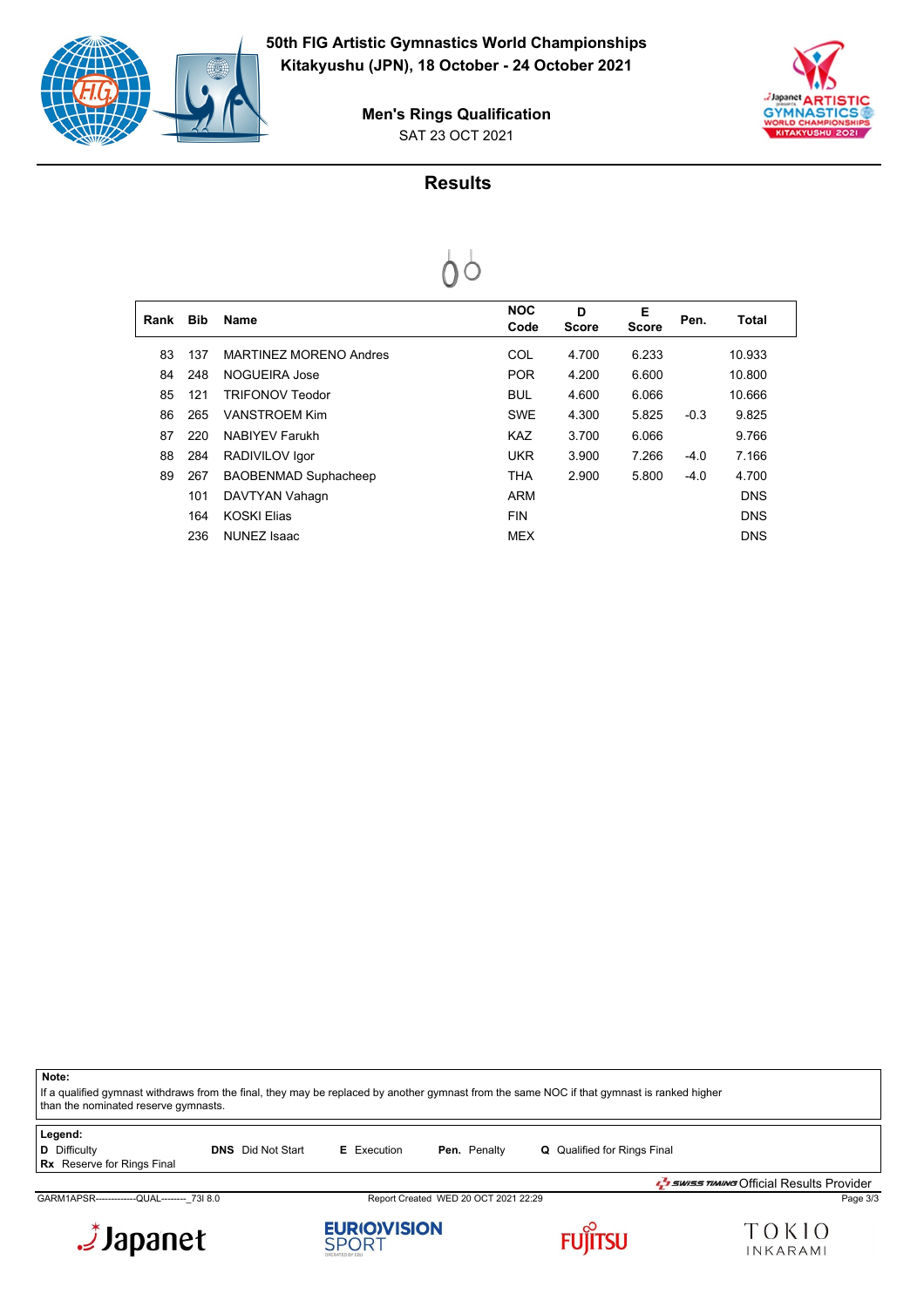**50th FIG Artistic Gymnastics World Championships**
**Kitakyushu (JPN), 18 October - 24 October 2021**

**Men's Rings Qualification**
SAT 23 OCT 2021

## Results

| Rank | Bib | Name | NOC Code | D Score | E Score | Pen. | Total |
|---|---|---|---|---|---|---|---|
| 83 | 137 | MARTINEZ MORENO Andres | COL | 4.700 | 6.233 | | 10.933 |
| 84 | 248 | NOGUEIRA Jose | POR | 4.200 | 6.600 | | 10.800 |
| 85 | 121 | TRIFONOV Teodor | BUL | 4.600 | 6.066 | | 10.666 |
| 86 | 265 | VANSTROEM Kim | SWE | 4.300 | 5.825 | -0.3 | 9.825 |
| 87 | 220 | NABIYEV Farukh | KAZ | 3.700 | 6.066 | | 9.766 |
| 88 | 284 | RADIVILOV Igor | UKR | 3.900 | 7.266 | -4.0 | 7.166 |
| 89 | 267 | BAOBENMAD Suphacheep | THA | 2.900 | 5.800 | -4.0 | 4.700 |
| | 101 | DAVTYAN Vahagn | ARM | | | | DNS |
| | 164 | KOSKI Elias | FIN | | | | DNS |
| | 236 | NUNEZ Isaac | MEX | | | | DNS |

**Note:**
If a qualified gymnast withdraws from the final, they may be replaced by another gymnast from the same NOC if that gymnast is ranked higher than the nominated reserve gymnasts.

**Legend:**
**D** Difficulty
**Rx** Reserve for Rings Final
**DNS** Did Not Start
**E** Execution
**Pen.** Penalty
**Q** Qualified for Rings Final

Official Results Provider

GARM1APSR------------QUAL--------_73I 8.0 Report Created WED 20 OCT 2021 22:29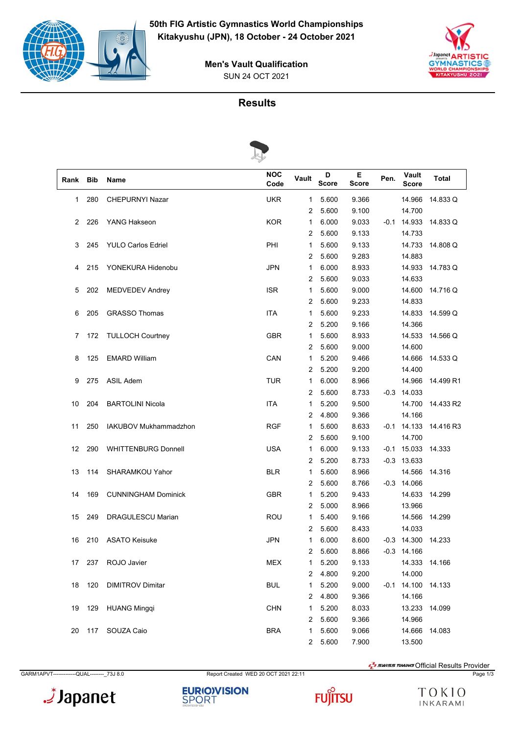# 50th FIG Artistic Gymnastics World Championships

**Kitakyushu (JPN), 18 October - 24 October 2021**

**Men's Vault Qualification**

SUN 24 OCT 2021

## Results

| Rank | Bib | Name | NOC Code | Vault | D Score | E Score | Pen. | Vault Score | Total |
|---|---|---|---|---|---|---|---|---|---|
| 1 | 280 | CHEPURNYI Nazar | UKR | 1 | 5.600 | 9.366 | | 14.966 | 14.833 Q |
| | | | | 2 | 5.600 | 9.100 | | 14.700 | |
| 2 | 226 | YANG Hakseon | KOR | 1 | 6.000 | 9.033 | -0.1 | 14.933 | 14.833 Q |
| | | | | 2 | 5.600 | 9.133 | | 14.733 | |
| 3 | 245 | YULO Carlos Edriel | PHI | 1 | 5.600 | 9.133 | | 14.733 | 14.808 Q |
| | | | | 2 | 5.600 | 9.283 | | 14.883 | |
| 4 | 215 | YONEKURA Hidenobu | JPN | 1 | 6.000 | 8.933 | | 14.933 | 14.783 Q |
| | | | | 2 | 5.600 | 9.033 | | 14.633 | |
| 5 | 202 | MEDVEDEV Andrey | ISR | 1 | 5.600 | 9.000 | | 14.600 | 14.716 Q |
| | | | | 2 | 5.600 | 9.233 | | 14.833 | |
| 6 | 205 | GRASSO Thomas | ITA | 1 | 5.600 | 9.233 | | 14.833 | 14.599 Q |
| | | | | 2 | 5.200 | 9.166 | | 14.366 | |
| 7 | 172 | TULLOCH Courtney | GBR | 1 | 5.600 | 8.933 | | 14.533 | 14.566 Q |
| | | | | 2 | 5.600 | 9.000 | | 14.600 | |
| 8 | 125 | EMARD William | CAN | 1 | 5.200 | 9.466 | | 14.666 | 14.533 Q |
| | | | | 2 | 5.200 | 9.200 | | 14.400 | |
| 9 | 275 | ASIL Adem | TUR | 1 | 6.000 | 8.966 | | 14.966 | 14.499 R1 |
| | | | | 2 | 5.600 | 8.733 | -0.3 | 14.033 | |
| 10 | 204 | BARTOLINI Nicola | ITA | 1 | 5.200 | 9.500 | | 14.700 | 14.433 R2 |
| | | | | 2 | 4.800 | 9.366 | | 14.166 | |
| 11 | 250 | IAKUBOV Mukhammadzhon | RGF | 1 | 5.600 | 8.633 | -0.1 | 14.133 | 14.416 R3 |
| | | | | 2 | 5.600 | 9.100 | | 14.700 | |
| 12 | 290 | WHITTENBURG Donnell | USA | 1 | 6.000 | 9.133 | -0.1 | 15.033 | 14.333 |
| | | | | 2 | 5.200 | 8.733 | -0.3 | 13.633 | |
| 13 | 114 | SHARAMKOU Yahor | BLR | 1 | 5.600 | 8.966 | | 14.566 | 14.316 |
| | | | | 2 | 5.600 | 8.766 | -0.3 | 14.066 | |
| 14 | 169 | CUNNINGHAM Dominick | GBR | 1 | 5.200 | 9.433 | | 14.633 | 14.299 |
| | | | | 2 | 5.000 | 8.966 | | 13.966 | |
| 15 | 249 | DRAGULESCU Marian | ROU | 1 | 5.400 | 9.166 | | 14.566 | 14.299 |
| | | | | 2 | 5.600 | 8.433 | | 14.033 | |
| 16 | 210 | ASATO Keisuke | JPN | 1 | 6.000 | 8.600 | -0.3 | 14.300 | 14.233 |
| | | | | 2 | 5.600 | 8.866 | -0.3 | 14.166 | |
| 17 | 237 | ROJO Javier | MEX | 1 | 5.200 | 9.133 | | 14.333 | 14.166 |
| | | | | 2 | 4.800 | 9.200 | | 14.000 | |
| 18 | 120 | DIMITROV Dimitar | BUL | 1 | 5.200 | 9.000 | -0.1 | 14.100 | 14.133 |
| | | | | 2 | 4.800 | 9.366 | | 14.166 | |
| 19 | 129 | HUANG Mingqi | CHN | 1 | 5.200 | 8.033 | | 13.233 | 14.099 |
| | | | | 2 | 5.600 | 9.366 | | 14.966 | |
| 20 | 117 | SOUZA Caio | BRA | 1 | 5.600 | 9.066 | | 14.666 | 14.083 |
| | | | | 2 | 5.600 | 7.900 | | 13.500 | |

GARM1APVT------------QUAL--------_73J 8.0 Report Created WED 20 OCT 2021 22:11

SWISS TIMING Official Results Provider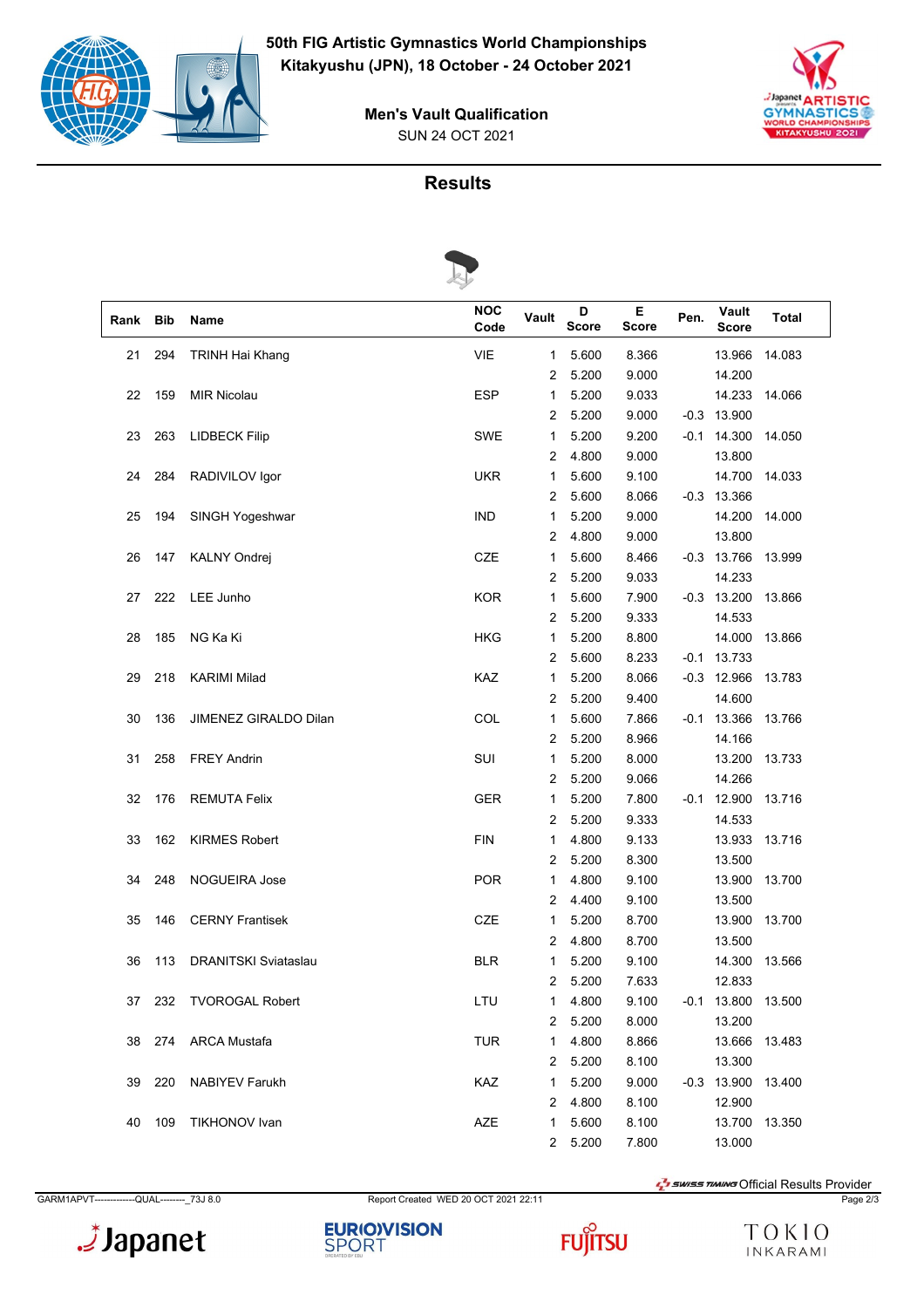**50th FIG Artistic Gymnastics World Championships**
**Kitakyushu (JPN), 18 October - 24 October 2021**

**Men's Vault Qualification**
SUN 24 OCT 2021

## Results

| Rank | Bib | Name | NOC Code | Vault | D Score | E Score | Pen. | Vault Score | Total |
|---|---|---|---|---|---|---|---|---|---|
| 21 | 294 | TRINH Hai Khang | VIE | 1 | 5.600 | 8.366 | | 13.966 | 14.083 |
| | | | | 2 | 5.200 | 9.000 | | 14.200 | |
| 22 | 159 | MIR Nicolau | ESP | 1 | 5.200 | 9.033 | | 14.233 | 14.066 |
| | | | | 2 | 5.200 | 9.000 | -0.3 | 13.900 | |
| 23 | 263 | LIDBECK Filip | SWE | 1 | 5.200 | 9.200 | -0.1 | 14.300 | 14.050 |
| | | | | 2 | 4.800 | 9.000 | | 13.800 | |
| 24 | 284 | RADIVILOV Igor | UKR | 1 | 5.600 | 9.100 | | 14.700 | 14.033 |
| | | | | 2 | 5.600 | 8.066 | -0.3 | 13.366 | |
| 25 | 194 | SINGH Yogeshwar | IND | 1 | 5.200 | 9.000 | | 14.200 | 14.000 |
| | | | | 2 | 4.800 | 9.000 | | 13.800 | |
| 26 | 147 | KALNY Ondrej | CZE | 1 | 5.600 | 8.466 | -0.3 | 13.766 | 13.999 |
| | | | | 2 | 5.200 | 9.033 | | 14.233 | |
| 27 | 222 | LEE Junho | KOR | 1 | 5.600 | 7.900 | -0.3 | 13.200 | 13.866 |
| | | | | 2 | 5.200 | 9.333 | | 14.533 | |
| 28 | 185 | NG Ka Ki | HKG | 1 | 5.200 | 8.800 | | 14.000 | 13.866 |
| | | | | 2 | 5.600 | 8.233 | -0.1 | 13.733 | |
| 29 | 218 | KARIMI Milad | KAZ | 1 | 5.200 | 8.066 | -0.3 | 12.966 | 13.783 |
| | | | | 2 | 5.200 | 9.400 | | 14.600 | |
| 30 | 136 | JIMENEZ GIRALDO Dilan | COL | 1 | 5.600 | 7.866 | -0.1 | 13.366 | 13.766 |
| | | | | 2 | 5.200 | 8.966 | | 14.166 | |
| 31 | 258 | FREY Andrin | SUI | 1 | 5.200 | 8.000 | | 13.200 | 13.733 |
| | | | | 2 | 5.200 | 9.066 | | 14.266 | |
| 32 | 176 | REMUTA Felix | GER | 1 | 5.200 | 7.800 | -0.1 | 12.900 | 13.716 |
| | | | | 2 | 5.200 | 9.333 | | 14.533 | |
| 33 | 162 | KIRMES Robert | FIN | 1 | 4.800 | 9.133 | | 13.933 | 13.716 |
| | | | | 2 | 5.200 | 8.300 | | 13.500 | |
| 34 | 248 | NOGUEIRA Jose | POR | 1 | 4.800 | 9.100 | | 13.900 | 13.700 |
| | | | | 2 | 4.400 | 9.100 | | 13.500 | |
| 35 | 146 | CERNY Frantisek | CZE | 1 | 5.200 | 8.700 | | 13.900 | 13.700 |
| | | | | 2 | 4.800 | 8.700 | | 13.500 | |
| 36 | 113 | DRANITSKI Sviataslau | BLR | 1 | 5.200 | 9.100 | | 14.300 | 13.566 |
| | | | | 2 | 5.200 | 7.633 | | 12.833 | |
| 37 | 232 | TVOROGAL Robert | LTU | 1 | 4.800 | 9.100 | -0.1 | 13.800 | 13.500 |
| | | | | 2 | 5.200 | 8.000 | | 13.200 | |
| 38 | 274 | ARCA Mustafa | TUR | 1 | 4.800 | 8.866 | | 13.666 | 13.483 |
| | | | | 2 | 5.200 | 8.100 | | 13.300 | |
| 39 | 220 | NABIYEV Farukh | KAZ | 1 | 5.200 | 9.000 | -0.3 | 13.900 | 13.400 |
| | | | | 2 | 4.800 | 8.100 | | 12.900 | |
| 40 | 109 | TIKHONOV Ivan | AZE | 1 | 5.600 | 8.100 | | 13.700 | 13.350 |
| | | | | 2 | 5.200 | 7.800 | | 13.000 | |

GARM1APVT-------------QUAL--------_73J 8.0 Report Created WED 20 OCT 2021 22:11

SWISS TIMING Official Results Provider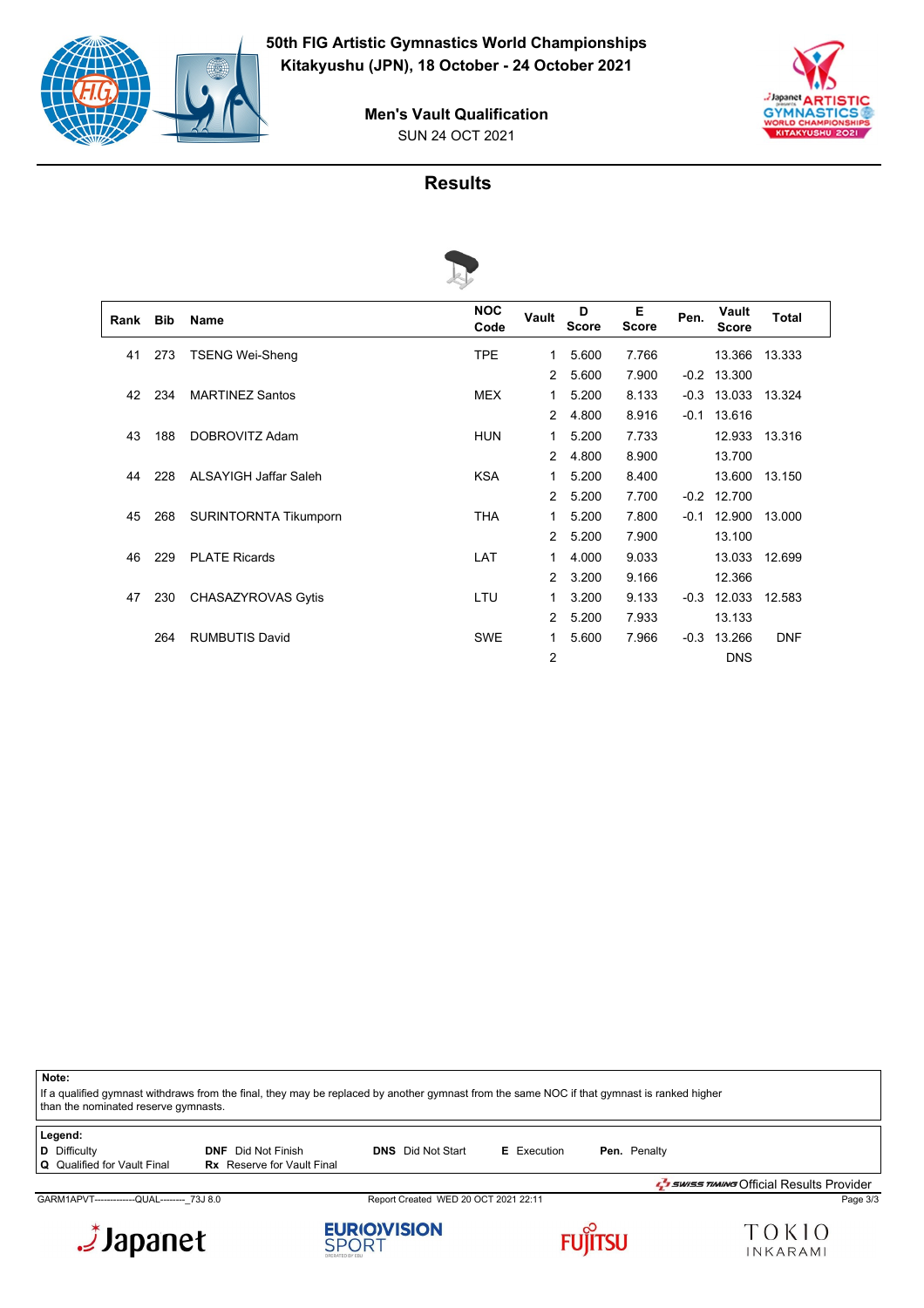# 50th FIG Artistic Gymnastics World Championships

**Kitakyushu (JPN), 18 October - 24 October 2021**

**Men's Vault Qualification**

SUN 24 OCT 2021

## Results

| Rank | Bib | Name | NOC Code | Vault | D Score | E Score | Pen. | Vault Score | Total |
|---|---|---|---|---|---|---|---|---|---|
| 41 | 273 | TSENG Wei-Sheng | TPE | 1 | 5.600 | 7.766 | | 13.366 | 13.333 |
| | | | | 2 | 5.600 | 7.900 | -0.2 | 13.300 | |
| 42 | 234 | MARTINEZ Santos | MEX | 1 | 5.200 | 8.133 | -0.3 | 13.033 | 13.324 |
| | | | | 2 | 4.800 | 8.916 | -0.1 | 13.616 | |
| 43 | 188 | DOBROVITZ Adam | HUN | 1 | 5.200 | 7.733 | | 12.933 | 13.316 |
| | | | | 2 | 4.800 | 8.900 | | 13.700 | |
| 44 | 228 | ALSAYIGH Jaffar Saleh | KSA | 1 | 5.200 | 8.400 | | 13.600 | 13.150 |
| | | | | 2 | 5.200 | 7.700 | -0.2 | 12.700 | |
| 45 | 268 | SURINTORNTA Tikumporn | THA | 1 | 5.200 | 7.800 | -0.1 | 12.900 | 13.000 |
| | | | | 2 | 5.200 | 7.900 | | 13.100 | |
| 46 | 229 | PLATE Ricards | LAT | 1 | 4.000 | 9.033 | | 13.033 | 12.699 |
| | | | | 2 | 3.200 | 9.166 | | 12.366 | |
| 47 | 230 | CHASAZYROVAS Gytis | LTU | 1 | 3.200 | 9.133 | -0.3 | 12.033 | 12.583 |
| | | | | 2 | 5.200 | 7.933 | | 13.133 | |
| | 264 | RUMBUTIS David | SWE | 1 | 5.600 | 7.966 | -0.3 | 13.266 | DNF |
| | | | | 2 | | | | DNS | |

**Note:**
If a qualified gymnast withdraws from the final, they may be replaced by another gymnast from the same NOC if that gymnast is ranked higher than the nominated reserve gymnasts.

**Legend:**

- **D** Difficulty
- **Q** Qualified for Vault Final
- **DNF** Did Not Finish
- **Rx** Reserve for Vault Final
- **DNS** Did Not Start
- **E** Execution
- **Pen.** Penalty

SWISS TIMING Official Results Provider

GARM1APVT-------------QUAL--------_73J 8.0 — Report Created WED 20 OCT 2021 22:11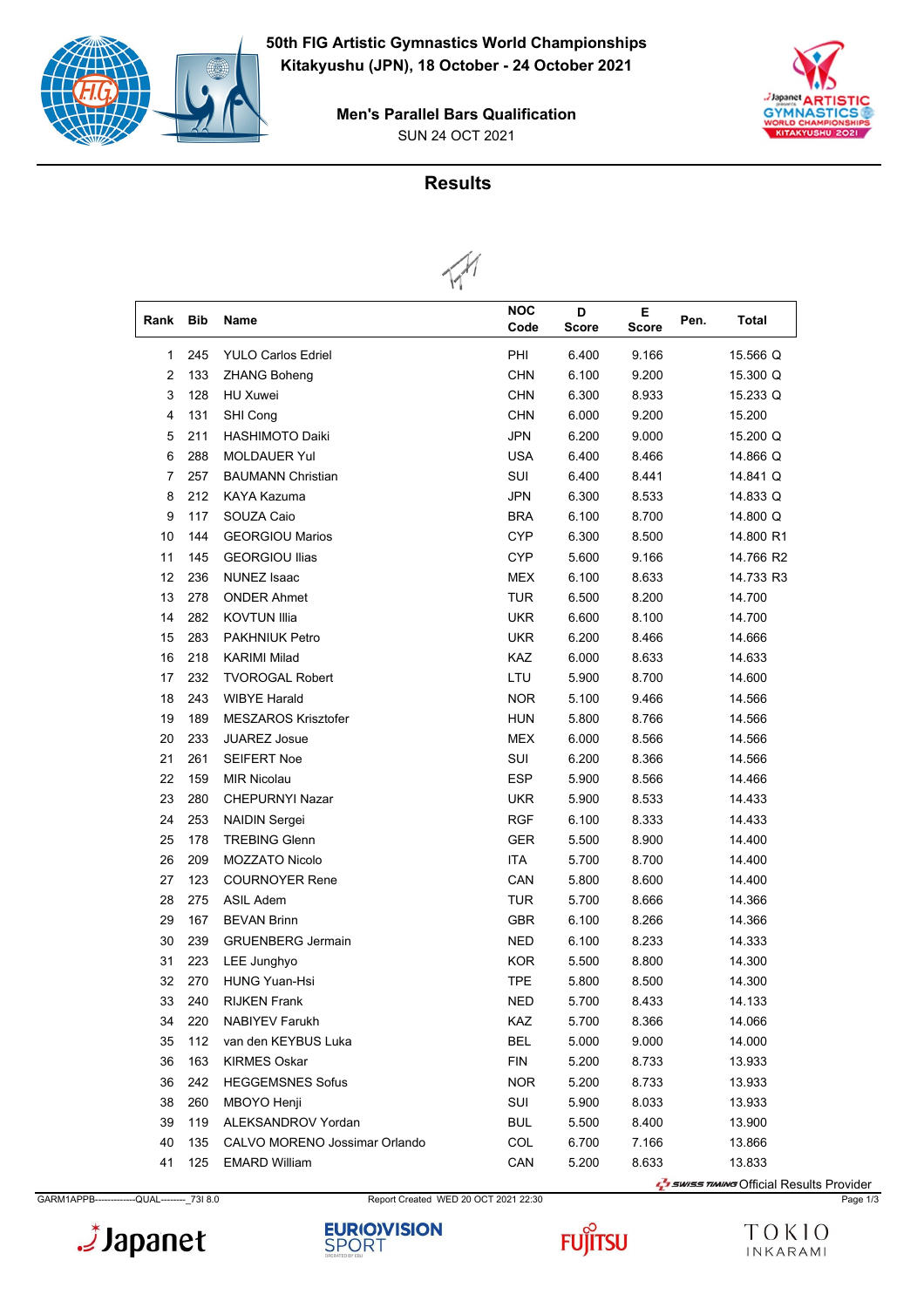**50th FIG Artistic Gymnastics World Championships**
**Kitakyushu (JPN), 18 October - 24 October 2021**

**Men's Parallel Bars Qualification**
SUN 24 OCT 2021

## Results

| Rank | Bib | Name | NOC Code | D Score | E Score | Pen. | Total |
|---|---|---|---|---|---|---|---|
| 1 | 245 | YULO Carlos Edriel | PHI | 6.400 | 9.166 | | 15.566 Q |
| 2 | 133 | ZHANG Boheng | CHN | 6.100 | 9.200 | | 15.300 Q |
| 3 | 128 | HU Xuwei | CHN | 6.300 | 8.933 | | 15.233 Q |
| 4 | 131 | SHI Cong | CHN | 6.000 | 9.200 | | 15.200 |
| 5 | 211 | HASHIMOTO Daiki | JPN | 6.200 | 9.000 | | 15.200 Q |
| 6 | 288 | MOLDAUER Yul | USA | 6.400 | 8.466 | | 14.866 Q |
| 7 | 257 | BAUMANN Christian | SUI | 6.400 | 8.441 | | 14.841 Q |
| 8 | 212 | KAYA Kazuma | JPN | 6.300 | 8.533 | | 14.833 Q |
| 9 | 117 | SOUZA Caio | BRA | 6.100 | 8.700 | | 14.800 Q |
| 10 | 144 | GEORGIOU Marios | CYP | 6.300 | 8.500 | | 14.800 R1 |
| 11 | 145 | GEORGIOU Ilias | CYP | 5.600 | 9.166 | | 14.766 R2 |
| 12 | 236 | NUNEZ Isaac | MEX | 6.100 | 8.633 | | 14.733 R3 |
| 13 | 278 | ONDER Ahmet | TUR | 6.500 | 8.200 | | 14.700 |
| 14 | 282 | KOVTUN Illia | UKR | 6.600 | 8.100 | | 14.700 |
| 15 | 283 | PAKHNIUK Petro | UKR | 6.200 | 8.466 | | 14.666 |
| 16 | 218 | KARIMI Milad | KAZ | 6.000 | 8.633 | | 14.633 |
| 17 | 232 | TVOROGAL Robert | LTU | 5.900 | 8.700 | | 14.600 |
| 18 | 243 | WIBYE Harald | NOR | 5.100 | 9.466 | | 14.566 |
| 19 | 189 | MESZAROS Krisztofer | HUN | 5.800 | 8.766 | | 14.566 |
| 20 | 233 | JUAREZ Josue | MEX | 6.000 | 8.566 | | 14.566 |
| 21 | 261 | SEIFERT Noe | SUI | 6.200 | 8.366 | | 14.566 |
| 22 | 159 | MIR Nicolau | ESP | 5.900 | 8.566 | | 14.466 |
| 23 | 280 | CHEPURNYI Nazar | UKR | 5.900 | 8.533 | | 14.433 |
| 24 | 253 | NAIDIN Sergei | RGF | 6.100 | 8.333 | | 14.433 |
| 25 | 178 | TREBING Glenn | GER | 5.500 | 8.900 | | 14.400 |
| 26 | 209 | MOZZATO Nicolo | ITA | 5.700 | 8.700 | | 14.400 |
| 27 | 123 | COURNOYER Rene | CAN | 5.800 | 8.600 | | 14.400 |
| 28 | 275 | ASIL Adem | TUR | 5.700 | 8.666 | | 14.366 |
| 29 | 167 | BEVAN Brinn | GBR | 6.100 | 8.266 | | 14.366 |
| 30 | 239 | GRUENBERG Jermain | NED | 6.100 | 8.233 | | 14.333 |
| 31 | 223 | LEE Junghyo | KOR | 5.500 | 8.800 | | 14.300 |
| 32 | 270 | HUNG Yuan-Hsi | TPE | 5.800 | 8.500 | | 14.300 |
| 33 | 240 | RIJKEN Frank | NED | 5.700 | 8.433 | | 14.133 |
| 34 | 220 | NABIYEV Farukh | KAZ | 5.700 | 8.366 | | 14.066 |
| 35 | 112 | van den KEYBUS Luka | BEL | 5.000 | 9.000 | | 14.000 |
| 36 | 163 | KIRMES Oskar | FIN | 5.200 | 8.733 | | 13.933 |
| 36 | 242 | HEGGEMSNES Sofus | NOR | 5.200 | 8.733 | | 13.933 |
| 38 | 260 | MBOYO Henji | SUI | 5.900 | 8.033 | | 13.933 |
| 39 | 119 | ALEKSANDROV Yordan | BUL | 5.500 | 8.400 | | 13.900 |
| 40 | 135 | CALVO MORENO Jossimar Orlando | COL | 6.700 | 7.166 | | 13.866 |
| 41 | 125 | EMARD William | CAN | 5.200 | 8.633 | | 13.833 |

Official Results Provider

GARM1APPB-------------QUAL--------_73I 8.0 Report Created WED 20 OCT 2021 22:30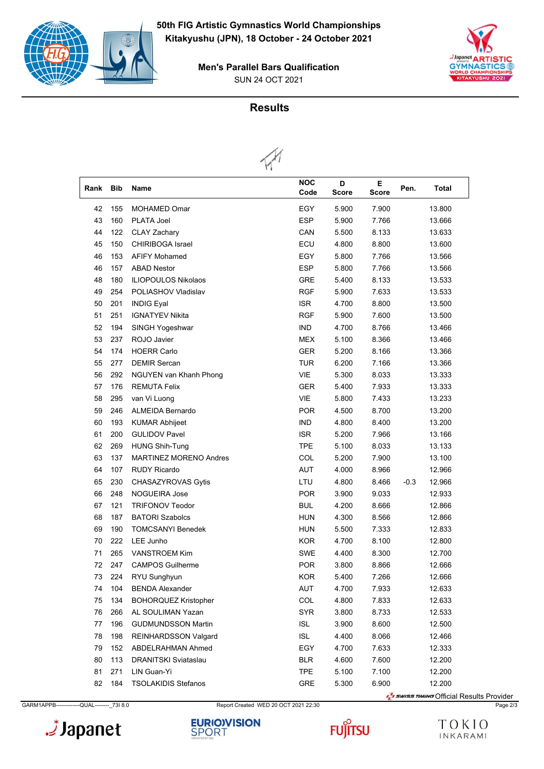# 50th FIG Artistic Gymnastics World Championships
**Kitakyushu (JPN), 18 October - 24 October 2021**

## Men's Parallel Bars Qualification
SUN 24 OCT 2021

## Results

| Rank | Bib | Name | NOC Code | D Score | E Score | Pen. | Total |
|---|---|---|---|---|---|---|---|
| 42 | 155 | MOHAMED Omar | EGY | 5.900 | 7.900 | | 13.800 |
| 43 | 160 | PLATA Joel | ESP | 5.900 | 7.766 | | 13.666 |
| 44 | 122 | CLAY Zachary | CAN | 5.500 | 8.133 | | 13.633 |
| 45 | 150 | CHIRIBOGA Israel | ECU | 4.800 | 8.800 | | 13.600 |
| 46 | 153 | AFIFY Mohamed | EGY | 5.800 | 7.766 | | 13.566 |
| 46 | 157 | ABAD Nestor | ESP | 5.800 | 7.766 | | 13.566 |
| 48 | 180 | ILIOPOULOS Nikolaos | GRE | 5.400 | 8.133 | | 13.533 |
| 49 | 254 | POLIASHOV Vladislav | RGF | 5.900 | 7.633 | | 13.533 |
| 50 | 201 | INDIG Eyal | ISR | 4.700 | 8.800 | | 13.500 |
| 51 | 251 | IGNATYEV Nikita | RGF | 5.900 | 7.600 | | 13.500 |
| 52 | 194 | SINGH Yogeshwar | IND | 4.700 | 8.766 | | 13.466 |
| 53 | 237 | ROJO Javier | MEX | 5.100 | 8.366 | | 13.466 |
| 54 | 174 | HOERR Carlo | GER | 5.200 | 8.166 | | 13.366 |
| 55 | 277 | DEMIR Sercan | TUR | 6.200 | 7.166 | | 13.366 |
| 56 | 292 | NGUYEN van Khanh Phong | VIE | 5.300 | 8.033 | | 13.333 |
| 57 | 176 | REMUTA Felix | GER | 5.400 | 7.933 | | 13.333 |
| 58 | 295 | van Vi Luong | VIE | 5.800 | 7.433 | | 13.233 |
| 59 | 246 | ALMEIDA Bernardo | POR | 4.500 | 8.700 | | 13.200 |
| 60 | 193 | KUMAR Abhijeet | IND | 4.800 | 8.400 | | 13.200 |
| 61 | 200 | GULIDOV Pavel | ISR | 5.200 | 7.966 | | 13.166 |
| 62 | 269 | HUNG Shih-Tung | TPE | 5.100 | 8.033 | | 13.133 |
| 63 | 137 | MARTINEZ MORENO Andres | COL | 5.200 | 7.900 | | 13.100 |
| 64 | 107 | RUDY Ricardo | AUT | 4.000 | 8.966 | | 12.966 |
| 65 | 230 | CHASAZYROVAS Gytis | LTU | 4.800 | 8.466 | -0.3 | 12.966 |
| 66 | 248 | NOGUEIRA Jose | POR | 3.900 | 9.033 | | 12.933 |
| 67 | 121 | TRIFONOV Teodor | BUL | 4.200 | 8.666 | | 12.866 |
| 68 | 187 | BATORI Szabolcs | HUN | 4.300 | 8.566 | | 12.866 |
| 69 | 190 | TOMCSANYI Benedek | HUN | 5.500 | 7.333 | | 12.833 |
| 70 | 222 | LEE Junho | KOR | 4.700 | 8.100 | | 12.800 |
| 71 | 265 | VANSTROEM Kim | SWE | 4.400 | 8.300 | | 12.700 |
| 72 | 247 | CAMPOS Guilherme | POR | 3.800 | 8.866 | | 12.666 |
| 73 | 224 | RYU Sunghyun | KOR | 5.400 | 7.266 | | 12.666 |
| 74 | 104 | BENDA Alexander | AUT | 4.700 | 7.933 | | 12.633 |
| 75 | 134 | BOHORQUEZ Kristopher | COL | 4.800 | 7.833 | | 12.633 |
| 76 | 266 | AL SOULIMAN Yazan | SYR | 3.800 | 8.733 | | 12.533 |
| 77 | 196 | GUDMUNDSSON Martin | ISL | 3.900 | 8.600 | | 12.500 |
| 78 | 198 | REINHARDSSON Valgard | ISL | 4.400 | 8.066 | | 12.466 |
| 79 | 152 | ABDELRAHMAN Ahmed | EGY | 4.700 | 7.633 | | 12.333 |
| 80 | 113 | DRANITSKI Sviataslau | BLR | 4.600 | 7.600 | | 12.200 |
| 81 | 271 | LIN Guan-Yi | TPE | 5.100 | 7.100 | | 12.200 |
| 82 | 184 | TSOLAKIDIS Stefanos | GRE | 5.300 | 6.900 | | 12.200 |

SWISS TIMING Official Results Provider

GARM1APPB-------------QUAL--------_73I 8.0 Report Created WED 20 OCT 2021 22:30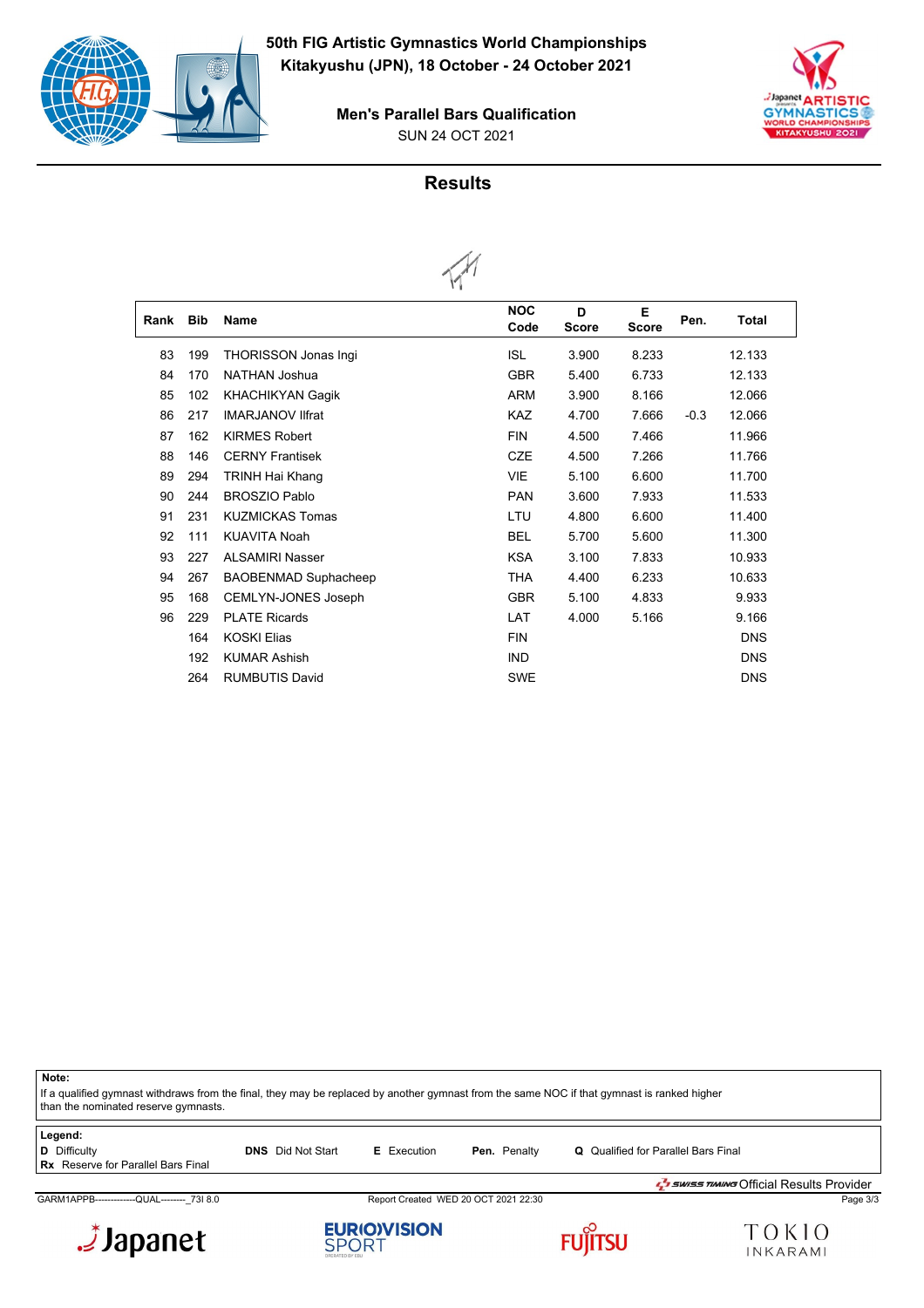# 50th FIG Artistic Gymnastics World Championships
## Kitakyushu (JPN), 18 October - 24 October 2021

### Men's Parallel Bars Qualification

SUN 24 OCT 2021

## Results

| Rank | Bib | Name | NOC Code | D Score | E Score | Pen. | Total |
|---|---|---|---|---|---|---|---|
| 83 | 199 | THORISSON Jonas Ingi | ISL | 3.900 | 8.233 | | 12.133 |
| 84 | 170 | NATHAN Joshua | GBR | 5.400 | 6.733 | | 12.133 |
| 85 | 102 | KHACHIKYAN Gagik | ARM | 3.900 | 8.166 | | 12.066 |
| 86 | 217 | IMARJANOV Ilfrat | KAZ | 4.700 | 7.666 | -0.3 | 12.066 |
| 87 | 162 | KIRMES Robert | FIN | 4.500 | 7.466 | | 11.966 |
| 88 | 146 | CERNY Frantisek | CZE | 4.500 | 7.266 | | 11.766 |
| 89 | 294 | TRINH Hai Khang | VIE | 5.100 | 6.600 | | 11.700 |
| 90 | 244 | BROSZIO Pablo | PAN | 3.600 | 7.933 | | 11.533 |
| 91 | 231 | KUZMICKAS Tomas | LTU | 4.800 | 6.600 | | 11.400 |
| 92 | 111 | KUAVITA Noah | BEL | 5.700 | 5.600 | | 11.300 |
| 93 | 227 | ALSAMIRI Nasser | KSA | 3.100 | 7.833 | | 10.933 |
| 94 | 267 | BAOBENMAD Suphacheep | THA | 4.400 | 6.233 | | 10.633 |
| 95 | 168 | CEMLYN-JONES Joseph | GBR | 5.100 | 4.833 | | 9.933 |
| 96 | 229 | PLATE Ricards | LAT | 4.000 | 5.166 | | 9.166 |
| | 164 | KOSKI Elias | FIN | | | | DNS |
| | 192 | KUMAR Ashish | IND | | | | DNS |
| | 264 | RUMBUTIS David | SWE | | | | DNS |

**Note:**
If a qualified gymnast withdraws from the final, they may be replaced by another gymnast from the same NOC if that gymnast is ranked higher than the nominated reserve gymnasts.

**Legend:**
**D** Difficulty
**Rx** Reserve for Parallel Bars Final
**DNS** Did Not Start
**E** Execution
**Pen.** Penalty
**Q** Qualified for Parallel Bars Final

SWISS TIMING Official Results Provider

GARM1APPB-------------QUAL--------_73I 8.0 Report Created WED 20 OCT 2021 22:30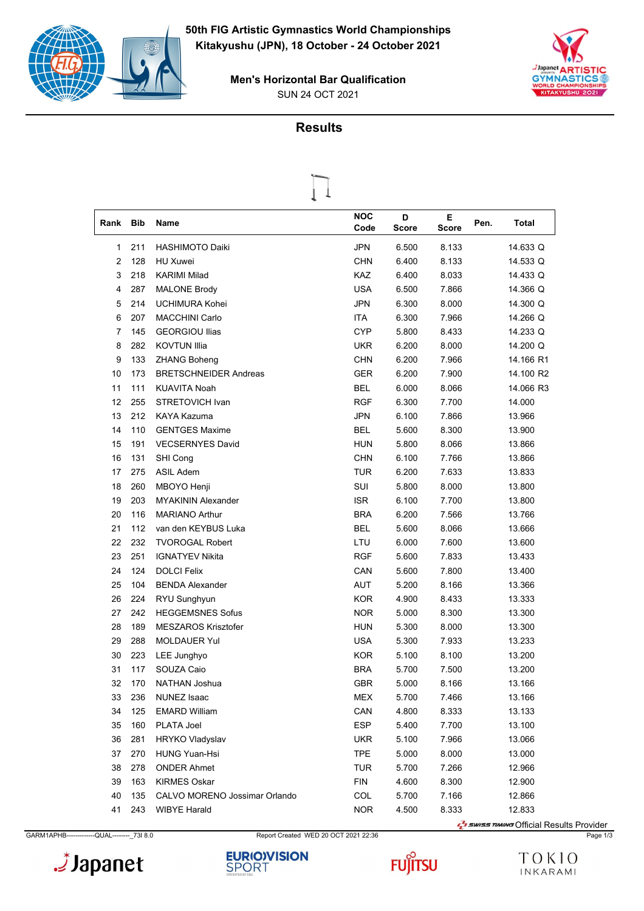**50th FIG Artistic Gymnastics World Championships**
**Kitakyushu (JPN), 18 October - 24 October 2021**

**Men's Horizontal Bar Qualification**
SUN 24 OCT 2021

## Results

| Rank | Bib | Name | NOC Code | D Score | E Score | Pen. | Total |
|---|---|---|---|---|---|---|---|
| 1 | 211 | HASHIMOTO Daiki | JPN | 6.500 | 8.133 | | 14.633 Q |
| 2 | 128 | HU Xuwei | CHN | 6.400 | 8.133 | | 14.533 Q |
| 3 | 218 | KARIMI Milad | KAZ | 6.400 | 8.033 | | 14.433 Q |
| 4 | 287 | MALONE Brody | USA | 6.500 | 7.866 | | 14.366 Q |
| 5 | 214 | UCHIMURA Kohei | JPN | 6.300 | 8.000 | | 14.300 Q |
| 6 | 207 | MACCHINI Carlo | ITA | 6.300 | 7.966 | | 14.266 Q |
| 7 | 145 | GEORGIOU Ilias | CYP | 5.800 | 8.433 | | 14.233 Q |
| 8 | 282 | KOVTUN Illia | UKR | 6.200 | 8.000 | | 14.200 Q |
| 9 | 133 | ZHANG Boheng | CHN | 6.200 | 7.966 | | 14.166 R1 |
| 10 | 173 | BRETSCHNEIDER Andreas | GER | 6.200 | 7.900 | | 14.100 R2 |
| 11 | 111 | KUAVITA Noah | BEL | 6.000 | 8.066 | | 14.066 R3 |
| 12 | 255 | STRETOVICH Ivan | RGF | 6.300 | 7.700 | | 14.000 |
| 13 | 212 | KAYA Kazuma | JPN | 6.100 | 7.866 | | 13.966 |
| 14 | 110 | GENTGES Maxime | BEL | 5.600 | 8.300 | | 13.900 |
| 15 | 191 | VECSERNYES David | HUN | 5.800 | 8.066 | | 13.866 |
| 16 | 131 | SHI Cong | CHN | 6.100 | 7.766 | | 13.866 |
| 17 | 275 | ASIL Adem | TUR | 6.200 | 7.633 | | 13.833 |
| 18 | 260 | MBOYO Henji | SUI | 5.800 | 8.000 | | 13.800 |
| 19 | 203 | MYAKININ Alexander | ISR | 6.100 | 7.700 | | 13.800 |
| 20 | 116 | MARIANO Arthur | BRA | 6.200 | 7.566 | | 13.766 |
| 21 | 112 | van den KEYBUS Luka | BEL | 5.600 | 8.066 | | 13.666 |
| 22 | 232 | TVOROGAL Robert | LTU | 6.000 | 7.600 | | 13.600 |
| 23 | 251 | IGNATYEV Nikita | RGF | 5.600 | 7.833 | | 13.433 |
| 24 | 124 | DOLCI Felix | CAN | 5.600 | 7.800 | | 13.400 |
| 25 | 104 | BENDA Alexander | AUT | 5.200 | 8.166 | | 13.366 |
| 26 | 224 | RYU Sunghyun | KOR | 4.900 | 8.433 | | 13.333 |
| 27 | 242 | HEGGEMSNES Sofus | NOR | 5.000 | 8.300 | | 13.300 |
| 28 | 189 | MESZAROS Krisztofer | HUN | 5.300 | 8.000 | | 13.300 |
| 29 | 288 | MOLDAUER Yul | USA | 5.300 | 7.933 | | 13.233 |
| 30 | 223 | LEE Junghyo | KOR | 5.100 | 8.100 | | 13.200 |
| 31 | 117 | SOUZA Caio | BRA | 5.700 | 7.500 | | 13.200 |
| 32 | 170 | NATHAN Joshua | GBR | 5.000 | 8.166 | | 13.166 |
| 33 | 236 | NUNEZ Isaac | MEX | 5.700 | 7.466 | | 13.166 |
| 34 | 125 | EMARD William | CAN | 4.800 | 8.333 | | 13.133 |
| 35 | 160 | PLATA Joel | ESP | 5.400 | 7.700 | | 13.100 |
| 36 | 281 | HRYKO Vladyslav | UKR | 5.100 | 7.966 | | 13.066 |
| 37 | 270 | HUNG Yuan-Hsi | TPE | 5.000 | 8.000 | | 13.000 |
| 38 | 278 | ONDER Ahmet | TUR | 5.700 | 7.266 | | 12.966 |
| 39 | 163 | KIRMES Oskar | FIN | 4.600 | 8.300 | | 12.900 |
| 40 | 135 | CALVO MORENO Jossimar Orlando | COL | 5.700 | 7.166 | | 12.866 |
| 41 | 243 | WIBYE Harald | NOR | 4.500 | 8.333 | | 12.833 |

SWISS TIMING Official Results Provider

GARM1APHB-------------QUAL--------_73I 8.0 Report Created WED 20 OCT 2021 22:36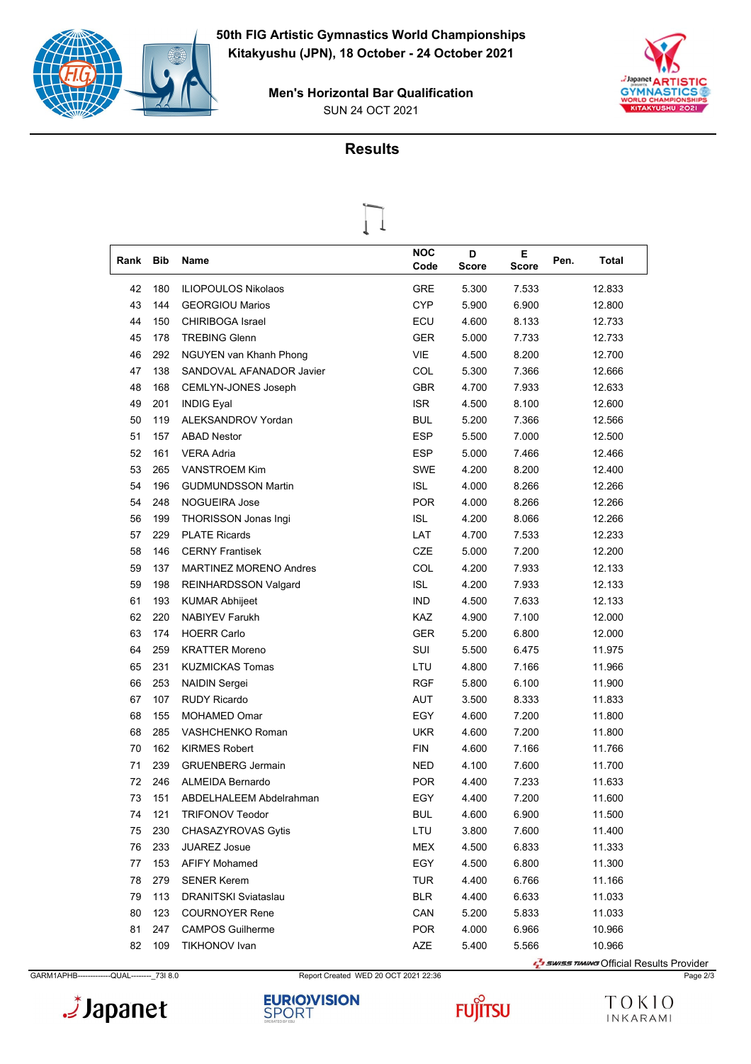50th FIG Artistic Gymnastics World Championships
Kitakyushu (JPN), 18 October - 24 October 2021

## Men's Horizontal Bar Qualification

SUN 24 OCT 2021

## Results

| Rank | Bib | Name | NOC Code | D Score | E Score | Pen. | Total |
|---|---|---|---|---|---|---|---|
| 42 | 180 | ILIOPOULOS Nikolaos | GRE | 5.300 | 7.533 | | 12.833 |
| 43 | 144 | GEORGIOU Marios | CYP | 5.900 | 6.900 | | 12.800 |
| 44 | 150 | CHIRIBOGA Israel | ECU | 4.600 | 8.133 | | 12.733 |
| 45 | 178 | TREBING Glenn | GER | 5.000 | 7.733 | | 12.733 |
| 46 | 292 | NGUYEN van Khanh Phong | VIE | 4.500 | 8.200 | | 12.700 |
| 47 | 138 | SANDOVAL AFANADOR Javier | COL | 5.300 | 7.366 | | 12.666 |
| 48 | 168 | CEMLYN-JONES Joseph | GBR | 4.700 | 7.933 | | 12.633 |
| 49 | 201 | INDIG Eyal | ISR | 4.500 | 8.100 | | 12.600 |
| 50 | 119 | ALEKSANDROV Yordan | BUL | 5.200 | 7.366 | | 12.566 |
| 51 | 157 | ABAD Nestor | ESP | 5.500 | 7.000 | | 12.500 |
| 52 | 161 | VERA Adria | ESP | 5.000 | 7.466 | | 12.466 |
| 53 | 265 | VANSTROEM Kim | SWE | 4.200 | 8.200 | | 12.400 |
| 54 | 196 | GUDMUNDSSON Martin | ISL | 4.000 | 8.266 | | 12.266 |
| 54 | 248 | NOGUEIRA Jose | POR | 4.000 | 8.266 | | 12.266 |
| 56 | 199 | THORISSON Jonas Ingi | ISL | 4.200 | 8.066 | | 12.266 |
| 57 | 229 | PLATE Ricards | LAT | 4.700 | 7.533 | | 12.233 |
| 58 | 146 | CERNY Frantisek | CZE | 5.000 | 7.200 | | 12.200 |
| 59 | 137 | MARTINEZ MORENO Andres | COL | 4.200 | 7.933 | | 12.133 |
| 59 | 198 | REINHARDSSON Valgard | ISL | 4.200 | 7.933 | | 12.133 |
| 61 | 193 | KUMAR Abhijeet | IND | 4.500 | 7.633 | | 12.133 |
| 62 | 220 | NABIYEV Farukh | KAZ | 4.900 | 7.100 | | 12.000 |
| 63 | 174 | HOERR Carlo | GER | 5.200 | 6.800 | | 12.000 |
| 64 | 259 | KRATTER Moreno | SUI | 5.500 | 6.475 | | 11.975 |
| 65 | 231 | KUZMICKAS Tomas | LTU | 4.800 | 7.166 | | 11.966 |
| 66 | 253 | NAIDIN Sergei | RGF | 5.800 | 6.100 | | 11.900 |
| 67 | 107 | RUDY Ricardo | AUT | 3.500 | 8.333 | | 11.833 |
| 68 | 155 | MOHAMED Omar | EGY | 4.600 | 7.200 | | 11.800 |
| 68 | 285 | VASHCHENKO Roman | UKR | 4.600 | 7.200 | | 11.800 |
| 70 | 162 | KIRMES Robert | FIN | 4.600 | 7.166 | | 11.766 |
| 71 | 239 | GRUENBERG Jermain | NED | 4.100 | 7.600 | | 11.700 |
| 72 | 246 | ALMEIDA Bernardo | POR | 4.400 | 7.233 | | 11.633 |
| 73 | 151 | ABDELHALEEM Abdelrahman | EGY | 4.400 | 7.200 | | 11.600 |
| 74 | 121 | TRIFONOV Teodor | BUL | 4.600 | 6.900 | | 11.500 |
| 75 | 230 | CHASAZYROVAS Gytis | LTU | 3.800 | 7.600 | | 11.400 |
| 76 | 233 | JUAREZ Josue | MEX | 4.500 | 6.833 | | 11.333 |
| 77 | 153 | AFIFY Mohamed | EGY | 4.500 | 6.800 | | 11.300 |
| 78 | 279 | SENER Kerem | TUR | 4.400 | 6.766 | | 11.166 |
| 79 | 113 | DRANITSKI Sviataslau | BLR | 4.400 | 6.633 | | 11.033 |
| 80 | 123 | COURNOYER Rene | CAN | 5.200 | 5.833 | | 11.033 |
| 81 | 247 | CAMPOS Guilherme | POR | 4.000 | 6.966 | | 10.966 |
| 82 | 109 | TIKHONOV Ivan | AZE | 5.400 | 5.566 | | 10.966 |

SWISS TIMING Official Results Provider

GARM1APHB-------------QUAL--------_73I 8.0    Report Created WED 20 OCT 2021 22:36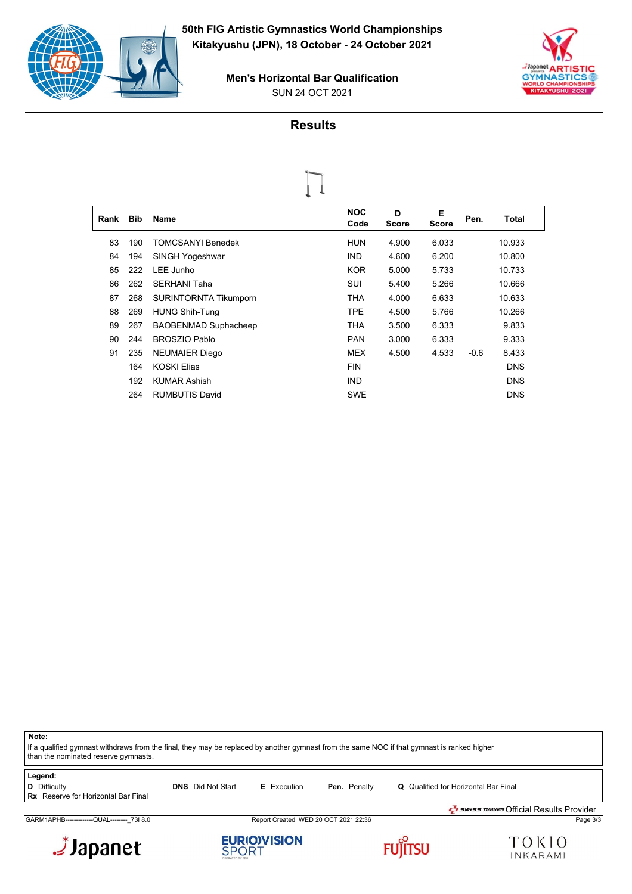# 50th FIG Artistic Gymnastics World Championships

**Kitakyushu (JPN), 18 October - 24 October 2021**

## Men's Horizontal Bar Qualification

SUN 24 OCT 2021

## Results

| Rank | Bib | Name | NOC Code | D Score | E Score | Pen. | Total |
|---|---|---|---|---|---|---|---|
| 83 | 190 | TOMCSANYI Benedek | HUN | 4.900 | 6.033 | | 10.933 |
| 84 | 194 | SINGH Yogeshwar | IND | 4.600 | 6.200 | | 10.800 |
| 85 | 222 | LEE Junho | KOR | 5.000 | 5.733 | | 10.733 |
| 86 | 262 | SERHANI Taha | SUI | 5.400 | 5.266 | | 10.666 |
| 87 | 268 | SURINTORNTA Tikumporn | THA | 4.000 | 6.633 | | 10.633 |
| 88 | 269 | HUNG Shih-Tung | TPE | 4.500 | 5.766 | | 10.266 |
| 89 | 267 | BAOBENMAD Suphacheep | THA | 3.500 | 6.333 | | 9.833 |
| 90 | 244 | BROSZIO Pablo | PAN | 3.000 | 6.333 | | 9.333 |
| 91 | 235 | NEUMAIER Diego | MEX | 4.500 | 4.533 | -0.6 | 8.433 |
| | 164 | KOSKI Elias | FIN | | | | DNS |
| | 192 | KUMAR Ashish | IND | | | | DNS |
| | 264 | RUMBUTIS David | SWE | | | | DNS |

**Note:**
If a qualified gymnast withdraws from the final, they may be replaced by another gymnast from the same NOC if that gymnast is ranked higher than the nominated reserve gymnasts.

**Legend:**
**D** Difficulty
**Rx** Reserve for Horizontal Bar Final
**DNS** Did Not Start
**E** Execution
**Pen.** Penalty
**Q** Qualified for Horizontal Bar Final

SWISS TIMING Official Results Provider

GARM1APHB-------------QUAL--------_73I 8.0 Report Created WED 20 OCT 2021 22:36